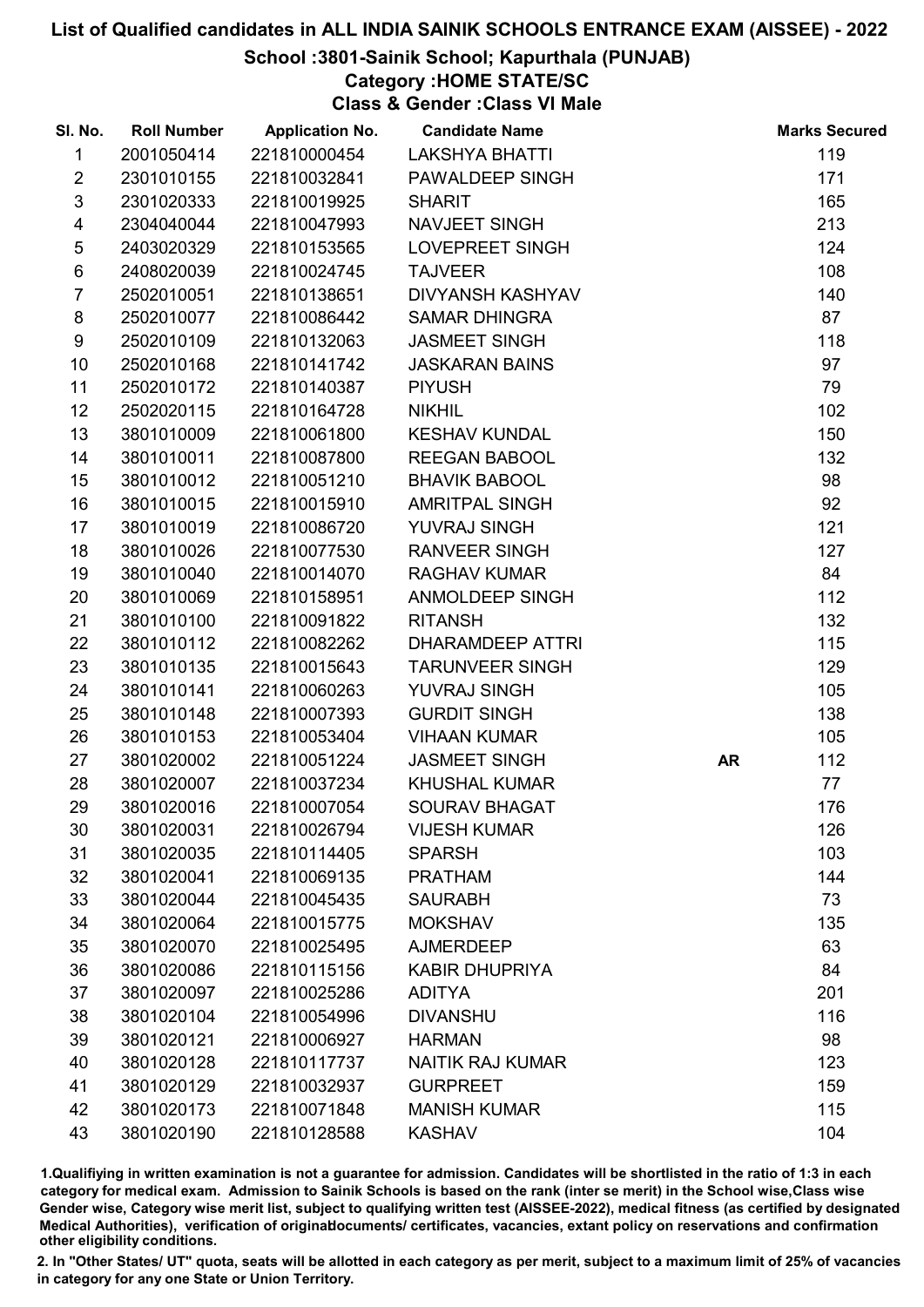# List of Qualified candidates in ALL INDIA SAINIK SCHOOLS ENTRANCE EXAM (AISSEE) - 2022

## School :3801-Sainik School; Kapurthala (PUNJAB)

### Category :HOME STATE/SC

### Class & Gender :Class VI Male

| Sl. No. | Roll Number | Application No. | Candidate Name | | Marks Secured |
|---|---|---|---|---|---|
| 1 | 2001050414 | 221810000454 | LAKSHYA BHATTI | | 119 |
| 2 | 2301010155 | 221810032841 | PAWALDEEP SINGH | | 171 |
| 3 | 2301020333 | 221810019925 | SHARIT | | 165 |
| 4 | 2304040044 | 221810047993 | NAVJEET SINGH | | 213 |
| 5 | 2403020329 | 221810153565 | LOVEPREET SINGH | | 124 |
| 6 | 2408020039 | 221810024745 | TAJVEER | | 108 |
| 7 | 2502010051 | 221810138651 | DIVYANSH KASHYAV | | 140 |
| 8 | 2502010077 | 221810086442 | SAMAR DHINGRA | | 87 |
| 9 | 2502010109 | 221810132063 | JASMEET SINGH | | 118 |
| 10 | 2502010168 | 221810141742 | JASKARAN BAINS | | 97 |
| 11 | 2502010172 | 221810140387 | PIYUSH | | 79 |
| 12 | 2502020115 | 221810164728 | NIKHIL | | 102 |
| 13 | 3801010009 | 221810061800 | KESHAV KUNDAL | | 150 |
| 14 | 3801010011 | 221810087800 | REEGAN BABOOL | | 132 |
| 15 | 3801010012 | 221810051210 | BHAVIK BABOOL | | 98 |
| 16 | 3801010015 | 221810015910 | AMRITPAL SINGH | | 92 |
| 17 | 3801010019 | 221810086720 | YUVRAJ SINGH | | 121 |
| 18 | 3801010026 | 221810077530 | RANVEER SINGH | | 127 |
| 19 | 3801010040 | 221810014070 | RAGHAV KUMAR | | 84 |
| 20 | 3801010069 | 221810158951 | ANMOLDEEP SINGH | | 112 |
| 21 | 3801010100 | 221810091822 | RITANSH | | 132 |
| 22 | 3801010112 | 221810082262 | DHARAMDEEP ATTRI | | 115 |
| 23 | 3801010135 | 221810015643 | TARUNVEER SINGH | | 129 |
| 24 | 3801010141 | 221810060263 | YUVRAJ SINGH | | 105 |
| 25 | 3801010148 | 221810007393 | GURDIT SINGH | | 138 |
| 26 | 3801010153 | 221810053404 | VIHAAN KUMAR | | 105 |
| 27 | 3801020002 | 221810051224 | JASMEET SINGH | AR | 112 |
| 28 | 3801020007 | 221810037234 | KHUSHAL KUMAR | | 77 |
| 29 | 3801020016 | 221810007054 | SOURAV BHAGAT | | 176 |
| 30 | 3801020031 | 221810026794 | VIJESH KUMAR | | 126 |
| 31 | 3801020035 | 221810114405 | SPARSH | | 103 |
| 32 | 3801020041 | 221810069135 | PRATHAM | | 144 |
| 33 | 3801020044 | 221810045435 | SAURABH | | 73 |
| 34 | 3801020064 | 221810015775 | MOKSHAV | | 135 |
| 35 | 3801020070 | 221810025495 | AJMERDEEP | | 63 |
| 36 | 3801020086 | 221810115156 | KABIR DHUPRIYA | | 84 |
| 37 | 3801020097 | 221810025286 | ADITYA | | 201 |
| 38 | 3801020104 | 221810054996 | DIVANSHU | | 116 |
| 39 | 3801020121 | 221810006927 | HARMAN | | 98 |
| 40 | 3801020128 | 221810117737 | NAITIK RAJ KUMAR | | 123 |
| 41 | 3801020129 | 221810032937 | GURPREET | | 159 |
| 42 | 3801020173 | 221810071848 | MANISH KUMAR | | 115 |
| 43 | 3801020190 | 221810128588 | KASHAV | | 104 |

1.Qualifying in written examination is not a guarantee for admission. Candidates will be shortlisted in the ratio of 1:3 in each category for medical exam. Admission to Sainik Schools is based on the rank (inter se merit) in the School wise,Class wise Gender wise, Category wise merit list, subject to qualifying written test (AISSEE-2022), medical fitness (as certified by designated Medical Authorities), verification of originaldocuments/ certificates, vacancies, extant policy on reservations and confirmation other eligibility conditions.

2. In "Other States/ UT" quota, seats will be allotted in each category as per merit, subject to a maximum limit of 25% of vacancies in category for any one State or Union Territory.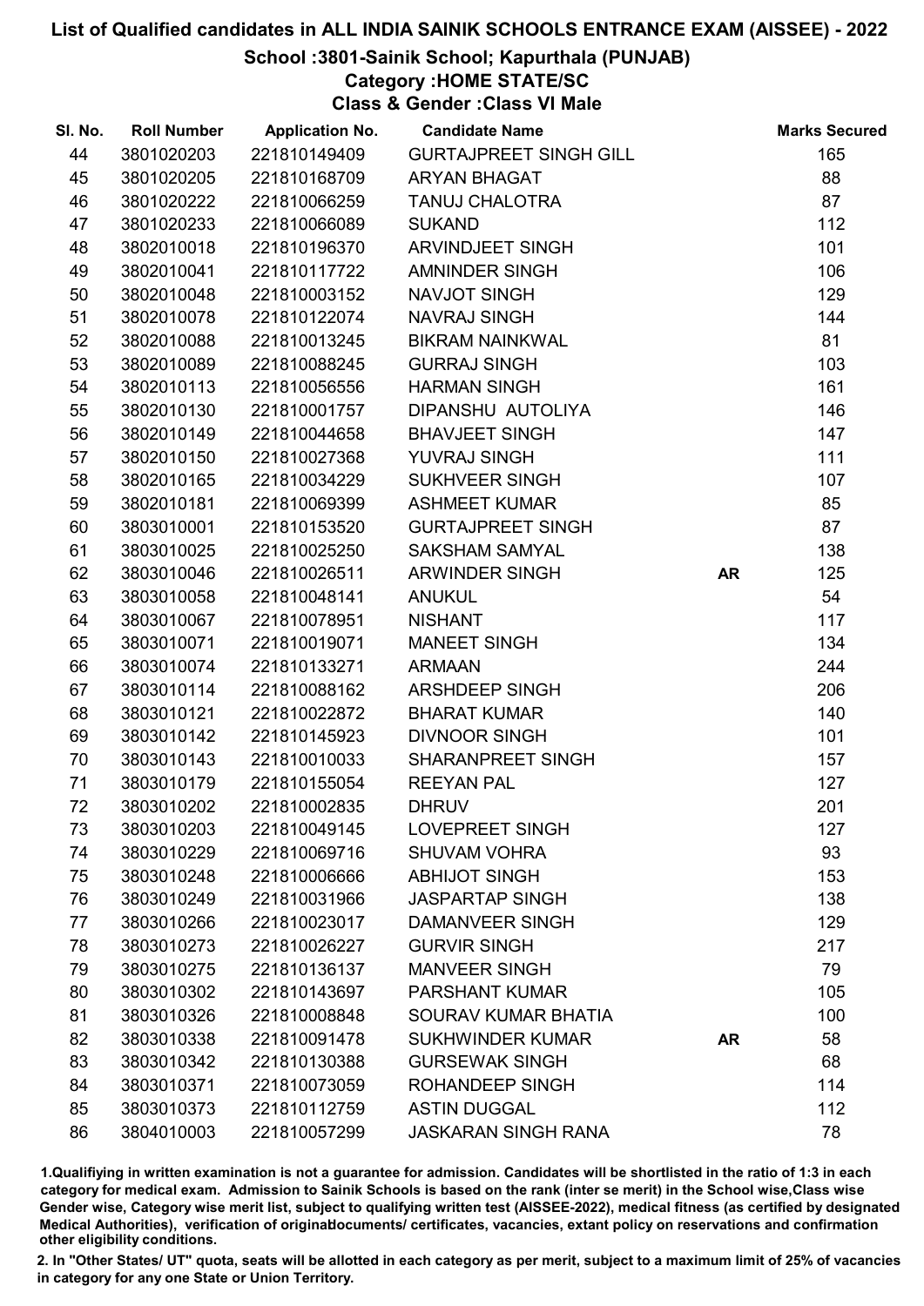# List of Qualified candidates in ALL INDIA SAINIK SCHOOLS ENTRANCE EXAM (AISSEE) - 2022

## School :3801-Sainik School; Kapurthala (PUNJAB)

### Category :HOME STATE/SC

### Class & Gender :Class VI Male

| Sl. No. | Roll Number | Application No. | Candidate Name | | Marks Secured |
|---|---|---|---|---|---|
| 44 | 3801020203 | 221810149409 | GURTAJPREET SINGH GILL | | 165 |
| 45 | 3801020205 | 221810168709 | ARYAN BHAGAT | | 88 |
| 46 | 3801020222 | 221810066259 | TANUJ CHALOTRA | | 87 |
| 47 | 3801020233 | 221810066089 | SUKAND | | 112 |
| 48 | 3802010018 | 221810196370 | ARVINDJEET SINGH | | 101 |
| 49 | 3802010041 | 221810117722 | AMNINDER SINGH | | 106 |
| 50 | 3802010048 | 221810003152 | NAVJOT SINGH | | 129 |
| 51 | 3802010078 | 221810122074 | NAVRAJ SINGH | | 144 |
| 52 | 3802010088 | 221810013245 | BIKRAM NAINKWAL | | 81 |
| 53 | 3802010089 | 221810088245 | GURRAJ SINGH | | 103 |
| 54 | 3802010113 | 221810056556 | HARMAN SINGH | | 161 |
| 55 | 3802010130 | 221810001757 | DIPANSHU AUTOLIYA | | 146 |
| 56 | 3802010149 | 221810044658 | BHAVJEET SINGH | | 147 |
| 57 | 3802010150 | 221810027368 | YUVRAJ SINGH | | 111 |
| 58 | 3802010165 | 221810034229 | SUKHVEER SINGH | | 107 |
| 59 | 3802010181 | 221810069399 | ASHMEET KUMAR | | 85 |
| 60 | 3803010001 | 221810153520 | GURTAJPREET SINGH | | 87 |
| 61 | 3803010025 | 221810025250 | SAKSHAM SAMYAL | | 138 |
| 62 | 3803010046 | 221810026511 | ARWINDER SINGH | AR | 125 |
| 63 | 3803010058 | 221810048141 | ANUKUL | | 54 |
| 64 | 3803010067 | 221810078951 | NISHANT | | 117 |
| 65 | 3803010071 | 221810019071 | MANEET SINGH | | 134 |
| 66 | 3803010074 | 221810133271 | ARMAAN | | 244 |
| 67 | 3803010114 | 221810088162 | ARSHDEEP SINGH | | 206 |
| 68 | 3803010121 | 221810022872 | BHARAT KUMAR | | 140 |
| 69 | 3803010142 | 221810145923 | DIVNOOR SINGH | | 101 |
| 70 | 3803010143 | 221810010033 | SHARANPREET SINGH | | 157 |
| 71 | 3803010179 | 221810155054 | REEYAN PAL | | 127 |
| 72 | 3803010202 | 221810002835 | DHRUV | | 201 |
| 73 | 3803010203 | 221810049145 | LOVEPREET SINGH | | 127 |
| 74 | 3803010229 | 221810069716 | SHUVAM VOHRA | | 93 |
| 75 | 3803010248 | 221810006666 | ABHIJOT SINGH | | 153 |
| 76 | 3803010249 | 221810031966 | JASPARTAP SINGH | | 138 |
| 77 | 3803010266 | 221810023017 | DAMANVEER SINGH | | 129 |
| 78 | 3803010273 | 221810026227 | GURVIR SINGH | | 217 |
| 79 | 3803010275 | 221810136137 | MANVEER SINGH | | 79 |
| 80 | 3803010302 | 221810143697 | PARSHANT KUMAR | | 105 |
| 81 | 3803010326 | 221810008848 | SOURAV KUMAR BHATIA | | 100 |
| 82 | 3803010338 | 221810091478 | SUKHWINDER KUMAR | AR | 58 |
| 83 | 3803010342 | 221810130388 | GURSEWAK SINGH | | 68 |
| 84 | 3803010371 | 221810073059 | ROHANDEEP SINGH | | 114 |
| 85 | 3803010373 | 221810112759 | ASTIN DUGGAL | | 112 |
| 86 | 3804010003 | 221810057299 | JASKARAN SINGH RANA | | 78 |

1.Qualifying in written examination is not a guarantee for admission. Candidates will be shortlisted in the ratio of 1:3 in each category for medical exam. Admission to Sainik Schools is based on the rank (inter se merit) in the School wise,Class wise Gender wise, Category wise merit list, subject to qualifying written test (AISSEE-2022), medical fitness (as certified by designated Medical Authorities), verification of originaldocuments/ certificates, vacancies, extant policy on reservations and confirmation other eligibility conditions.

2. In "Other States/ UT" quota, seats will be allotted in each category as per merit, subject to a maximum limit of 25% of vacancies in category for any one State or Union Territory.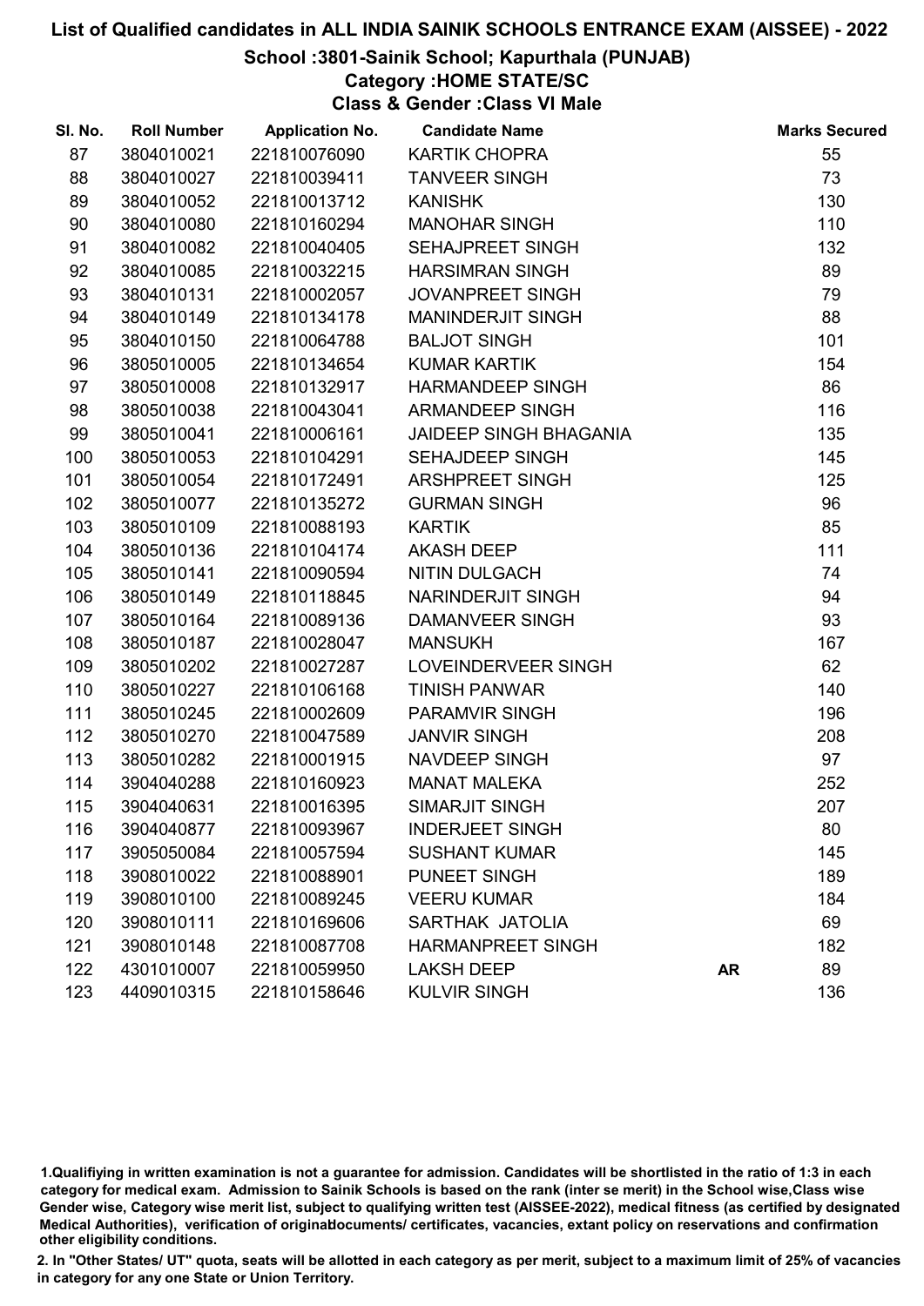# List of Qualified candidates in ALL INDIA SAINIK SCHOOLS ENTRANCE EXAM (AISSEE) - 2022

## School :3801-Sainik School; Kapurthala (PUNJAB)

### Category :HOME STATE/SC

### Class & Gender :Class VI Male

| Sl. No. | Roll Number | Application No. | Candidate Name | | Marks Secured |
|---|---|---|---|---|---|
| 87 | 3804010021 | 221810076090 | KARTIK CHOPRA | | 55 |
| 88 | 3804010027 | 221810039411 | TANVEER SINGH | | 73 |
| 89 | 3804010052 | 221810013712 | KANISHK | | 130 |
| 90 | 3804010080 | 221810160294 | MANOHAR SINGH | | 110 |
| 91 | 3804010082 | 221810040405 | SEHAJPREET SINGH | | 132 |
| 92 | 3804010085 | 221810032215 | HARSIMRAN SINGH | | 89 |
| 93 | 3804010131 | 221810002057 | JOVANPREET SINGH | | 79 |
| 94 | 3804010149 | 221810134178 | MANINDERJIT SINGH | | 88 |
| 95 | 3804010150 | 221810064788 | BALJOT SINGH | | 101 |
| 96 | 3805010005 | 221810134654 | KUMAR KARTIK | | 154 |
| 97 | 3805010008 | 221810132917 | HARMANDEEP SINGH | | 86 |
| 98 | 3805010038 | 221810043041 | ARMANDEEP SINGH | | 116 |
| 99 | 3805010041 | 221810006161 | JAIDEEP SINGH BHAGANIA | | 135 |
| 100 | 3805010053 | 221810104291 | SEHAJDEEP SINGH | | 145 |
| 101 | 3805010054 | 221810172491 | ARSHPREET SINGH | | 125 |
| 102 | 3805010077 | 221810135272 | GURMAN SINGH | | 96 |
| 103 | 3805010109 | 221810088193 | KARTIK | | 85 |
| 104 | 3805010136 | 221810104174 | AKASH DEEP | | 111 |
| 105 | 3805010141 | 221810090594 | NITIN DULGACH | | 74 |
| 106 | 3805010149 | 221810118845 | NARINDERJIT SINGH | | 94 |
| 107 | 3805010164 | 221810089136 | DAMANVEER SINGH | | 93 |
| 108 | 3805010187 | 221810028047 | MANSUKH | | 167 |
| 109 | 3805010202 | 221810027287 | LOVEINDERVEER SINGH | | 62 |
| 110 | 3805010227 | 221810106168 | TINISH PANWAR | | 140 |
| 111 | 3805010245 | 221810002609 | PARAMVIR SINGH | | 196 |
| 112 | 3805010270 | 221810047589 | JANVIR SINGH | | 208 |
| 113 | 3805010282 | 221810001915 | NAVDEEP SINGH | | 97 |
| 114 | 3904040288 | 221810160923 | MANAT MALEKA | | 252 |
| 115 | 3904040631 | 221810016395 | SIMARJIT SINGH | | 207 |
| 116 | 3904040877 | 221810093967 | INDERJEET SINGH | | 80 |
| 117 | 3905050084 | 221810057594 | SUSHANT KUMAR | | 145 |
| 118 | 3908010022 | 221810088901 | PUNEET SINGH | | 189 |
| 119 | 3908010100 | 221810089245 | VEERU KUMAR | | 184 |
| 120 | 3908010111 | 221810169606 | SARTHAK JATOLIA | | 69 |
| 121 | 3908010148 | 221810087708 | HARMANPREET SINGH | | 182 |
| 122 | 4301010007 | 221810059950 | LAKSH DEEP | **AR** | 89 |
| 123 | 4409010315 | 221810158646 | KULVIR SINGH | | 136 |

1.Qualifiying in written examination is not a guarantee for admission. Candidates will be shortlisted in the ratio of 1:3 in each category for medical exam. Admission to Sainik Schools is based on the rank (inter se merit) in the School wise,Class wise Gender wise, Category wise merit list, subject to qualifying written test (AISSEE-2022), medical fitness (as certified by designated Medical Authorities), verification of originaldocuments/ certificates, vacancies, extant policy on reservations and confirmation other eligibility conditions.

2. In "Other States/ UT" quota, seats will be allotted in each category as per merit, subject to a maximum limit of 25% of vacancies in category for any one State or Union Territory.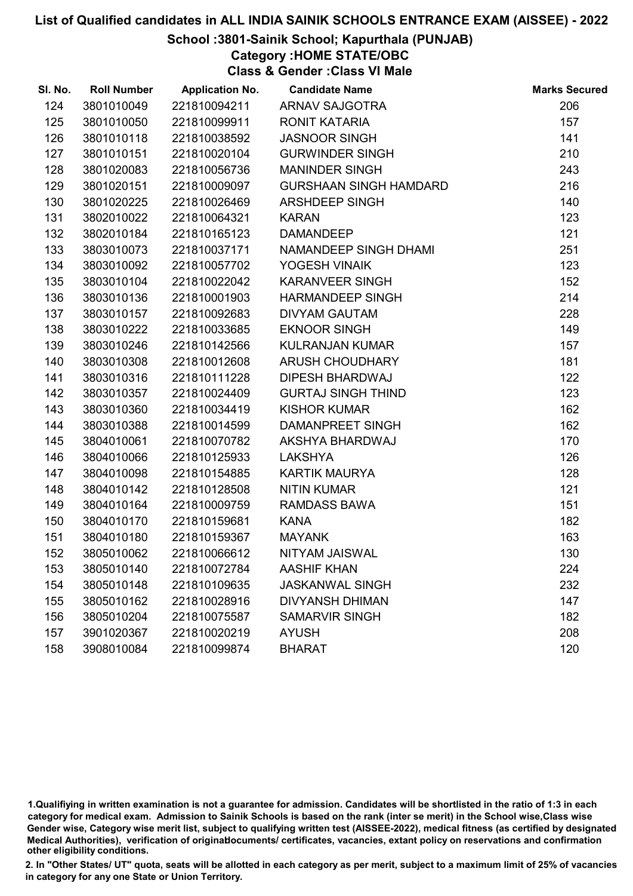# List of Qualified candidates in ALL INDIA SAINIK SCHOOLS ENTRANCE EXAM (AISSEE) - 2022

## School :3801-Sainik School; Kapurthala (PUNJAB)

### Category :HOME STATE/OBC

### Class & Gender :Class VI Male

| Sl. No. | Roll Number | Application No. | Candidate Name | Marks Secured |
|---|---|---|---|---|
| 124 | 3801010049 | 221810094211 | ARNAV SAJGOTRA | 206 |
| 125 | 3801010050 | 221810099911 | RONIT KATARIA | 157 |
| 126 | 3801010118 | 221810038592 | JASNOOR SINGH | 141 |
| 127 | 3801010151 | 221810020104 | GURWINDER SINGH | 210 |
| 128 | 3801020083 | 221810056736 | MANINDER SINGH | 243 |
| 129 | 3801020151 | 221810009097 | GURSHAAN SINGH HAMDARD | 216 |
| 130 | 3801020225 | 221810026469 | ARSHDEEP SINGH | 140 |
| 131 | 3802010022 | 221810064321 | KARAN | 123 |
| 132 | 3802010184 | 221810165123 | DAMANDEEP | 121 |
| 133 | 3803010073 | 221810037171 | NAMANDEEP SINGH DHAMI | 251 |
| 134 | 3803010092 | 221810057702 | YOGESH VINAIK | 123 |
| 135 | 3803010104 | 221810022042 | KARANVEER SINGH | 152 |
| 136 | 3803010136 | 221810001903 | HARMANDEEP SINGH | 214 |
| 137 | 3803010157 | 221810092683 | DIVYAM GAUTAM | 228 |
| 138 | 3803010222 | 221810033685 | EKNOOR SINGH | 149 |
| 139 | 3803010246 | 221810142566 | KULRANJAN KUMAR | 157 |
| 140 | 3803010308 | 221810012608 | ARUSH CHOUDHARY | 181 |
| 141 | 3803010316 | 221810111228 | DIPESH BHARDWAJ | 122 |
| 142 | 3803010357 | 221810024409 | GURTAJ SINGH THIND | 123 |
| 143 | 3803010360 | 221810034419 | KISHOR KUMAR | 162 |
| 144 | 3803010388 | 221810014599 | DAMANPREET SINGH | 162 |
| 145 | 3804010061 | 221810070782 | AKSHYA BHARDWAJ | 170 |
| 146 | 3804010066 | 221810125933 | LAKSHYA | 126 |
| 147 | 3804010098 | 221810154885 | KARTIK MAURYA | 128 |
| 148 | 3804010142 | 221810128508 | NITIN KUMAR | 121 |
| 149 | 3804010164 | 221810009759 | RAMDASS BAWA | 151 |
| 150 | 3804010170 | 221810159681 | KANA | 182 |
| 151 | 3804010180 | 221810159367 | MAYANK | 163 |
| 152 | 3805010062 | 221810066612 | NITYAM JAISWAL | 130 |
| 153 | 3805010140 | 221810072784 | AASHIF KHAN | 224 |
| 154 | 3805010148 | 221810109635 | JASKANWAL SINGH | 232 |
| 155 | 3805010162 | 221810028916 | DIVYANSH DHIMAN | 147 |
| 156 | 3805010204 | 221810075587 | SAMARVIR SINGH | 182 |
| 157 | 3901020367 | 221810020219 | AYUSH | 208 |
| 158 | 3908010084 | 221810099874 | BHARAT | 120 |

1.Qualifiying in written examination is not a guarantee for admission. Candidates will be shortlisted in the ratio of 1:3 in each category for medical exam. Admission to Sainik Schools is based on the rank (inter se merit) in the School wise,Class wise Gender wise, Category wise merit list, subject to qualifying written test (AISSEE-2022), medical fitness (as certified by designated Medical Authorities), verification of originaldocuments/ certificates, vacancies, extant policy on reservations and confirmation other eligibility conditions.

2. In "Other States/ UT" quota, seats will be allotted in each category as per merit, subject to a maximum limit of 25% of vacancies in category for any one State or Union Territory.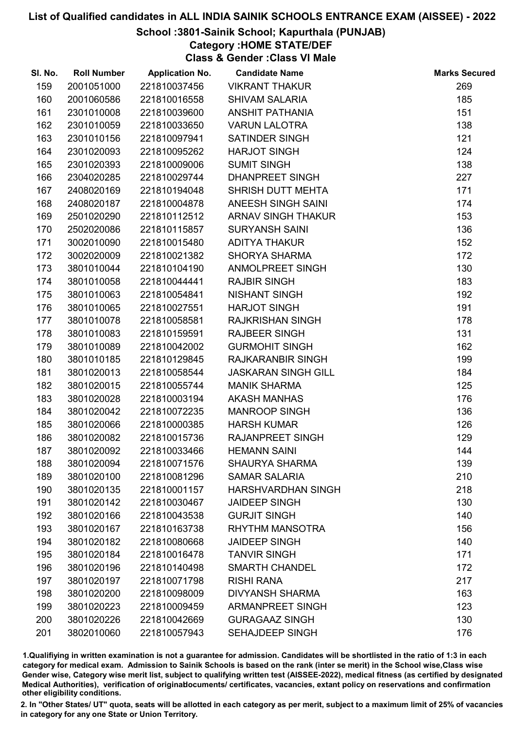# List of Qualified candidates in ALL INDIA SAINIK SCHOOLS ENTRANCE EXAM (AISSEE) - 2022

## School :3801-Sainik School; Kapurthala (PUNJAB)

### Category :HOME STATE/DEF

### Class & Gender :Class VI Male

| Sl. No. | Roll Number | Application No. | Candidate Name | Marks Secured |
|---|---|---|---|---|
| 159 | 2001051000 | 221810037456 | VIKRANT THAKUR | 269 |
| 160 | 2001060586 | 221810016558 | SHIVAM SALARIA | 185 |
| 161 | 2301010008 | 221810039600 | ANSHIT PATHANIA | 151 |
| 162 | 2301010059 | 221810033650 | VARUN LALOTRA | 138 |
| 163 | 2301010156 | 221810097941 | SATINDER SINGH | 121 |
| 164 | 2301020093 | 221810095262 | HARJOT SINGH | 124 |
| 165 | 2301020393 | 221810009006 | SUMIT SINGH | 138 |
| 166 | 2304020285 | 221810029744 | DHANPREET SINGH | 227 |
| 167 | 2408020169 | 221810194048 | SHRISH DUTT MEHTA | 171 |
| 168 | 2408020187 | 221810004878 | ANEESH SINGH SAINI | 174 |
| 169 | 2501020290 | 221810112512 | ARNAV SINGH THAKUR | 153 |
| 170 | 2502020086 | 221810115857 | SURYANSH SAINI | 136 |
| 171 | 3002010090 | 221810015480 | ADITYA THAKUR | 152 |
| 172 | 3002020009 | 221810021382 | SHORYA SHARMA | 172 |
| 173 | 3801010044 | 221810104190 | ANMOLPREET SINGH | 130 |
| 174 | 3801010058 | 221810044441 | RAJBIR SINGH | 183 |
| 175 | 3801010063 | 221810054841 | NISHANT SINGH | 192 |
| 176 | 3801010065 | 221810027551 | HARJOT SINGH | 191 |
| 177 | 3801010078 | 221810058581 | RAJKRISHAN SINGH | 178 |
| 178 | 3801010083 | 221810159591 | RAJBEER SINGH | 131 |
| 179 | 3801010089 | 221810042002 | GURMOHIT SINGH | 162 |
| 180 | 3801010185 | 221810129845 | RAJKARANBIR SINGH | 199 |
| 181 | 3801020013 | 221810058544 | JASKARAN SINGH GILL | 184 |
| 182 | 3801020015 | 221810055744 | MANIK SHARMA | 125 |
| 183 | 3801020028 | 221810003194 | AKASH MANHAS | 176 |
| 184 | 3801020042 | 221810072235 | MANROOP SINGH | 136 |
| 185 | 3801020066 | 221810000385 | HARSH KUMAR | 126 |
| 186 | 3801020082 | 221810015736 | RAJANPREET SINGH | 129 |
| 187 | 3801020092 | 221810033466 | HEMANN SAINI | 144 |
| 188 | 3801020094 | 221810071576 | SHAURYA SHARMA | 139 |
| 189 | 3801020100 | 221810081296 | SAMAR SALARIA | 210 |
| 190 | 3801020135 | 221810001157 | HARSHVARDHAN SINGH | 218 |
| 191 | 3801020142 | 221810030467 | JAIDEEP SINGH | 130 |
| 192 | 3801020166 | 221810043538 | GURJIT SINGH | 140 |
| 193 | 3801020167 | 221810163738 | RHYTHM MANSOTRA | 156 |
| 194 | 3801020182 | 221810080668 | JAIDEEP SINGH | 140 |
| 195 | 3801020184 | 221810016478 | TANVIR SINGH | 171 |
| 196 | 3801020196 | 221810140498 | SMARTH CHANDEL | 172 |
| 197 | 3801020197 | 221810071798 | RISHI RANA | 217 |
| 198 | 3801020200 | 221810098009 | DIVYANSH SHARMA | 163 |
| 199 | 3801020223 | 221810009459 | ARMANPREET SINGH | 123 |
| 200 | 3801020226 | 221810042669 | GURAGAAZ SINGH | 130 |
| 201 | 3802010060 | 221810057943 | SEHAJDEEP SINGH | 176 |

1.Qualifiying in written examination is not a guarantee for admission. Candidates will be shortlisted in the ratio of 1:3 in each category for medical exam. Admission to Sainik Schools is based on the rank (inter se merit) in the School wise,Class wise Gender wise, Category wise merit list, subject to qualifying written test (AISSEE-2022), medical fitness (as certified by designated Medical Authorities), verification of originaldocuments/ certificates, vacancies, extant policy on reservations and confirmation other eligibility conditions.

2. In "Other States/ UT" quota, seats will be allotted in each category as per merit, subject to a maximum limit of 25% of vacancies in category for any one State or Union Territory.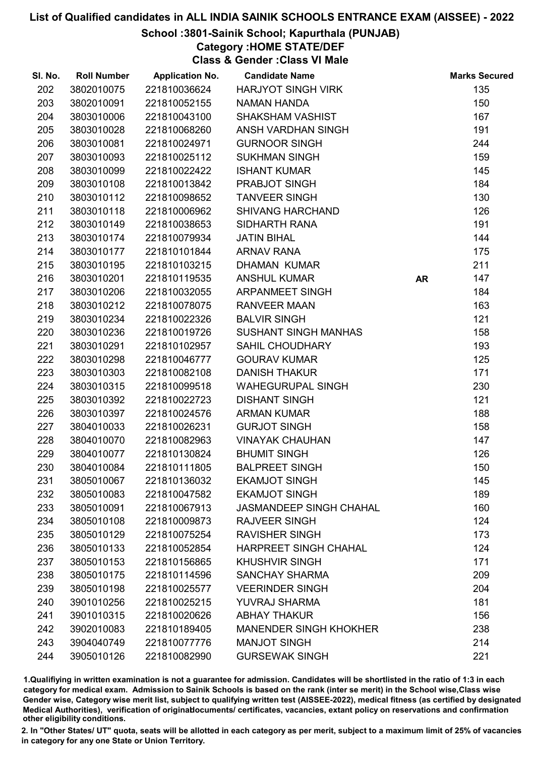# List of Qualified candidates in ALL INDIA SAINIK SCHOOLS ENTRANCE EXAM (AISSEE) - 2022

## School :3801-Sainik School; Kapurthala (PUNJAB)

### Category :HOME STATE/DEF

### Class & Gender :Class VI Male

| Sl. No. | Roll Number | Application No. | Candidate Name | | Marks Secured |
|---|---|---|---|---|---|
| 202 | 3802010075 | 221810036624 | HARJYOT SINGH VIRK | | 135 |
| 203 | 3802010091 | 221810052155 | NAMAN HANDA | | 150 |
| 204 | 3803010006 | 221810043100 | SHAKSHAM VASHIST | | 167 |
| 205 | 3803010028 | 221810068260 | ANSH VARDHAN SINGH | | 191 |
| 206 | 3803010081 | 221810024971 | GURNOOR SINGH | | 244 |
| 207 | 3803010093 | 221810025112 | SUKHMAN SINGH | | 159 |
| 208 | 3803010099 | 221810022422 | ISHANT KUMAR | | 145 |
| 209 | 3803010108 | 221810013842 | PRABJOT SINGH | | 184 |
| 210 | 3803010112 | 221810098652 | TANVEER SINGH | | 130 |
| 211 | 3803010118 | 221810006962 | SHIVANG HARCHAND | | 126 |
| 212 | 3803010149 | 221810038653 | SIDHARTH RANA | | 191 |
| 213 | 3803010174 | 221810079934 | JATIN BIHAL | | 144 |
| 214 | 3803010177 | 221810101844 | ARNAV RANA | | 175 |
| 215 | 3803010195 | 221810103215 | DHAMAN KUMAR | | 211 |
| 216 | 3803010201 | 221810119535 | ANSHUL KUMAR | AR | 147 |
| 217 | 3803010206 | 221810032055 | ARPANMEET SINGH | | 184 |
| 218 | 3803010212 | 221810078075 | RANVEER MAAN | | 163 |
| 219 | 3803010234 | 221810022326 | BALVIR SINGH | | 121 |
| 220 | 3803010236 | 221810019726 | SUSHANT SINGH MANHAS | | 158 |
| 221 | 3803010291 | 221810102957 | SAHIL CHOUDHARY | | 193 |
| 222 | 3803010298 | 221810046777 | GOURAV KUMAR | | 125 |
| 223 | 3803010303 | 221810082108 | DANISH THAKUR | | 171 |
| 224 | 3803010315 | 221810099518 | WAHEGURUPAL SINGH | | 230 |
| 225 | 3803010392 | 221810022723 | DISHANT SINGH | | 121 |
| 226 | 3803010397 | 221810024576 | ARMAN KUMAR | | 188 |
| 227 | 3804010033 | 221810026231 | GURJOT SINGH | | 158 |
| 228 | 3804010070 | 221810082963 | VINAYAK CHAUHAN | | 147 |
| 229 | 3804010077 | 221810130824 | BHUMIT SINGH | | 126 |
| 230 | 3804010084 | 221810111805 | BALPREET SINGH | | 150 |
| 231 | 3805010067 | 221810136032 | EKAMJOT SINGH | | 145 |
| 232 | 3805010083 | 221810047582 | EKAMJOT SINGH | | 189 |
| 233 | 3805010091 | 221810067913 | JASMANDEEP SINGH CHAHAL | | 160 |
| 234 | 3805010108 | 221810009873 | RAJVEER SINGH | | 124 |
| 235 | 3805010129 | 221810075254 | RAVISHER SINGH | | 173 |
| 236 | 3805010133 | 221810052854 | HARPREET SINGH CHAHAL | | 124 |
| 237 | 3805010153 | 221810156865 | KHUSHVIR SINGH | | 171 |
| 238 | 3805010175 | 221810114596 | SANCHAY SHARMA | | 209 |
| 239 | 3805010198 | 221810025577 | VEERINDER SINGH | | 204 |
| 240 | 3901010256 | 221810025215 | YUVRAJ SHARMA | | 181 |
| 241 | 3901010315 | 221810020626 | ABHAY THAKUR | | 156 |
| 242 | 3902010083 | 221810189405 | MANENDER SINGH KHOKHER | | 238 |
| 243 | 3904040749 | 221810077776 | MANJOT SINGH | | 214 |
| 244 | 3905010126 | 221810082990 | GURSEWAK SINGH | | 221 |

1.Qualifiying in written examination is not a guarantee for admission. Candidates will be shortlisted in the ratio of 1:3 in each category for medical exam. Admission to Sainik Schools is based on the rank (inter se merit) in the School wise,Class wise Gender wise, Category wise merit list, subject to qualifying written test (AISSEE-2022), medical fitness (as certified by designated Medical Authorities), verification of originaldocuments/ certificates, vacancies, extant policy on reservations and confirmation other eligibility conditions.

2. In "Other States/ UT" quota, seats will be allotted in each category as per merit, subject to a maximum limit of 25% of vacancies in category for any one State or Union Territory.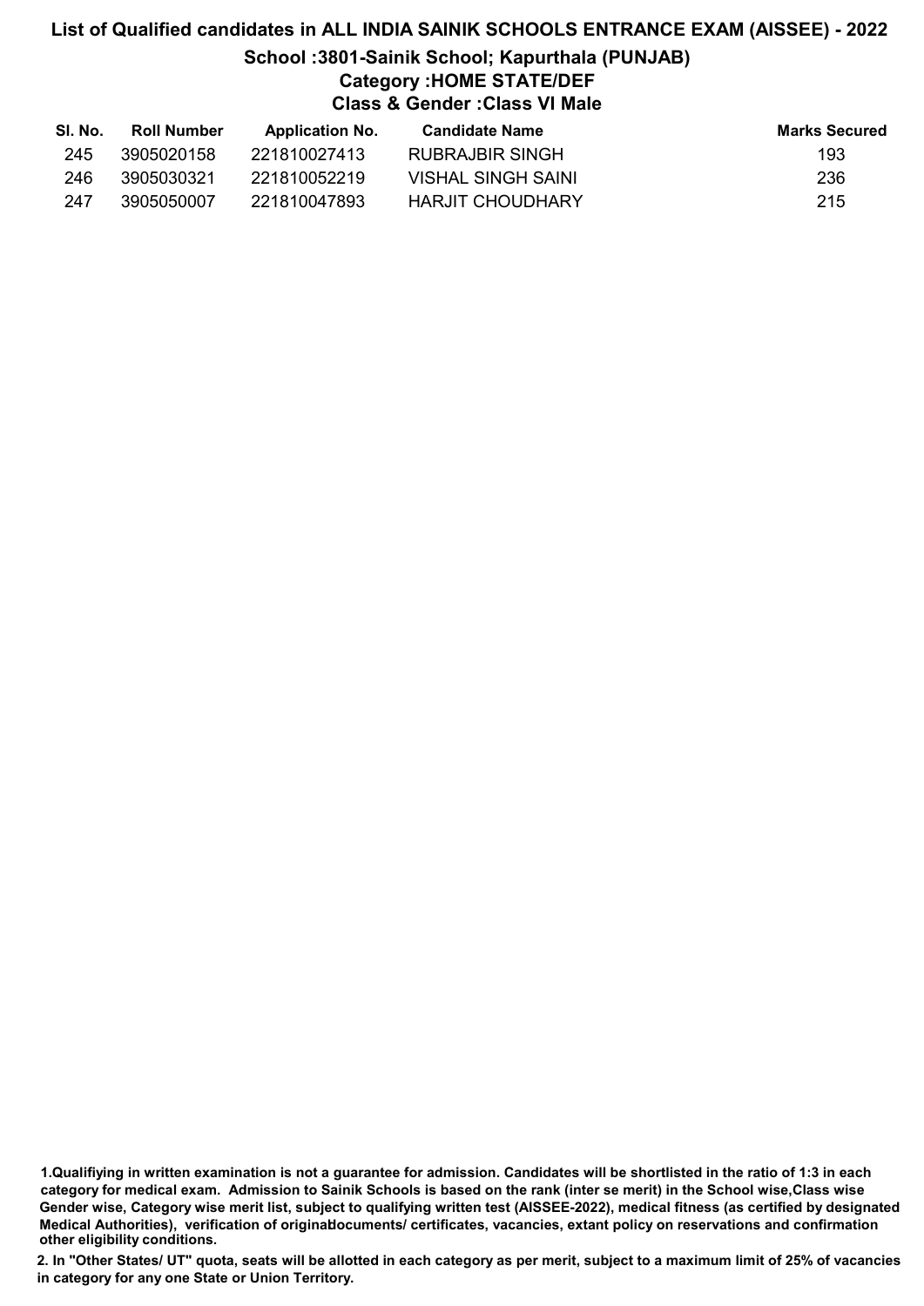# List of Qualified candidates in ALL INDIA SAINIK SCHOOLS ENTRANCE EXAM (AISSEE) - 2022

## School :3801-Sainik School; Kapurthala (PUNJAB)

### Category :HOME STATE/DEF

### Class & Gender :Class VI Male

| Sl. No. | Roll Number | Application No. | Candidate Name | Marks Secured |
|---|---|---|---|---|
| 245 | 3905020158 | 221810027413 | RUBRAJBIR SINGH | 193 |
| 246 | 3905030321 | 221810052219 | VISHAL SINGH SAINI | 236 |
| 247 | 3905050007 | 221810047893 | HARJIT CHOUDHARY | 215 |

**1.Qualifiying in written examination is not a guarantee for admission. Candidates will be shortlisted in the ratio of 1:3 in each category for medical exam. Admission to Sainik Schools is based on the rank (inter se merit) in the School wise,Class wise Gender wise, Category wise merit list, subject to qualifying written test (AISSEE-2022), medical fitness (as certified by designated Medical Authorities), verification of originaldocuments/ certificates, vacancies, extant policy on reservations and confirmation other eligibility conditions.**

**2. In "Other States/ UT" quota, seats will be allotted in each category as per merit, subject to a maximum limit of 25% of vacancies in category for any one State or Union Territory.**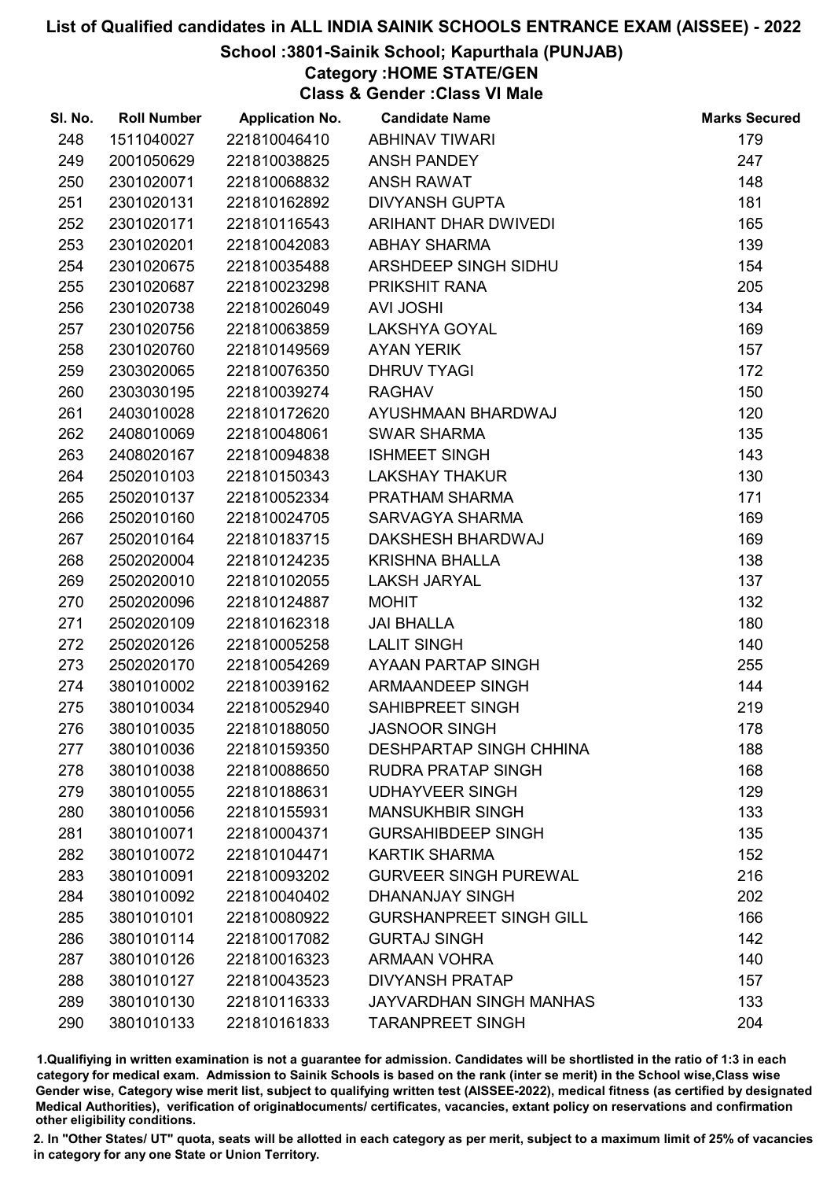# List of Qualified candidates in ALL INDIA SAINIK SCHOOLS ENTRANCE EXAM (AISSEE) - 2022

## School :3801-Sainik School; Kapurthala (PUNJAB)

### Category :HOME STATE/GEN

### Class & Gender :Class VI Male

| Sl. No. | Roll Number | Application No. | Candidate Name | Marks Secured |
|---|---|---|---|---|
| 248 | 1511040027 | 221810046410 | ABHINAV TIWARI | 179 |
| 249 | 2001050629 | 221810038825 | ANSH PANDEY | 247 |
| 250 | 2301020071 | 221810068832 | ANSH RAWAT | 148 |
| 251 | 2301020131 | 221810162892 | DIVYANSH GUPTA | 181 |
| 252 | 2301020171 | 221810116543 | ARIHANT DHAR DWIVEDI | 165 |
| 253 | 2301020201 | 221810042083 | ABHAY SHARMA | 139 |
| 254 | 2301020675 | 221810035488 | ARSHDEEP SINGH SIDHU | 154 |
| 255 | 2301020687 | 221810023298 | PRIKSHIT RANA | 205 |
| 256 | 2301020738 | 221810026049 | AVI JOSHI | 134 |
| 257 | 2301020756 | 221810063859 | LAKSHYA GOYAL | 169 |
| 258 | 2301020760 | 221810149569 | AYAN YERIK | 157 |
| 259 | 2303020065 | 221810076350 | DHRUV TYAGI | 172 |
| 260 | 2303030195 | 221810039274 | RAGHAV | 150 |
| 261 | 2403010028 | 221810172620 | AYUSHMAAN BHARDWAJ | 120 |
| 262 | 2408010069 | 221810048061 | SWAR SHARMA | 135 |
| 263 | 2408020167 | 221810094838 | ISHMEET SINGH | 143 |
| 264 | 2502010103 | 221810150343 | LAKSHAY THAKUR | 130 |
| 265 | 2502010137 | 221810052334 | PRATHAM SHARMA | 171 |
| 266 | 2502010160 | 221810024705 | SARVAGYA SHARMA | 169 |
| 267 | 2502010164 | 221810183715 | DAKSHESH BHARDWAJ | 169 |
| 268 | 2502020004 | 221810124235 | KRISHNA BHALLA | 138 |
| 269 | 2502020010 | 221810102055 | LAKSH JARYAL | 137 |
| 270 | 2502020096 | 221810124887 | MOHIT | 132 |
| 271 | 2502020109 | 221810162318 | JAI BHALLA | 180 |
| 272 | 2502020126 | 221810005258 | LALIT SINGH | 140 |
| 273 | 2502020170 | 221810054269 | AYAAN PARTAP SINGH | 255 |
| 274 | 3801010002 | 221810039162 | ARMAANDEEP SINGH | 144 |
| 275 | 3801010034 | 221810052940 | SAHIBPREET SINGH | 219 |
| 276 | 3801010035 | 221810188050 | JASNOOR SINGH | 178 |
| 277 | 3801010036 | 221810159350 | DESHPARTAP SINGH CHHINA | 188 |
| 278 | 3801010038 | 221810088650 | RUDRA PRATAP SINGH | 168 |
| 279 | 3801010055 | 221810188631 | UDHAYVEER SINGH | 129 |
| 280 | 3801010056 | 221810155931 | MANSUKHBIR SINGH | 133 |
| 281 | 3801010071 | 221810004371 | GURSAHIBDEEP SINGH | 135 |
| 282 | 3801010072 | 221810104471 | KARTIK SHARMA | 152 |
| 283 | 3801010091 | 221810093202 | GURVEER SINGH PUREWAL | 216 |
| 284 | 3801010092 | 221810040402 | DHANANJAY SINGH | 202 |
| 285 | 3801010101 | 221810080922 | GURSHANPREET SINGH GILL | 166 |
| 286 | 3801010114 | 221810017082 | GURTAJ SINGH | 142 |
| 287 | 3801010126 | 221810016323 | ARMAAN VOHRA | 140 |
| 288 | 3801010127 | 221810043523 | DIVYANSH PRATAP | 157 |
| 289 | 3801010130 | 221810116333 | JAYVARDHAN SINGH MANHAS | 133 |
| 290 | 3801010133 | 221810161833 | TARANPREET SINGH | 204 |

1.Qualifying in written examination is not a guarantee for admission. Candidates will be shortlisted in the ratio of 1:3 in each category for medical exam. Admission to Sainik Schools is based on the rank (inter se merit) in the School wise,Class wise Gender wise, Category wise merit list, subject to qualifying written test (AISSEE-2022), medical fitness (as certified by designated Medical Authorities), verification of originaldocuments/ certificates, vacancies, extant policy on reservations and confirmation other eligibility conditions.

2. In "Other States/ UT" quota, seats will be allotted in each category as per merit, subject to a maximum limit of 25% of vacancies in category for any one State or Union Territory.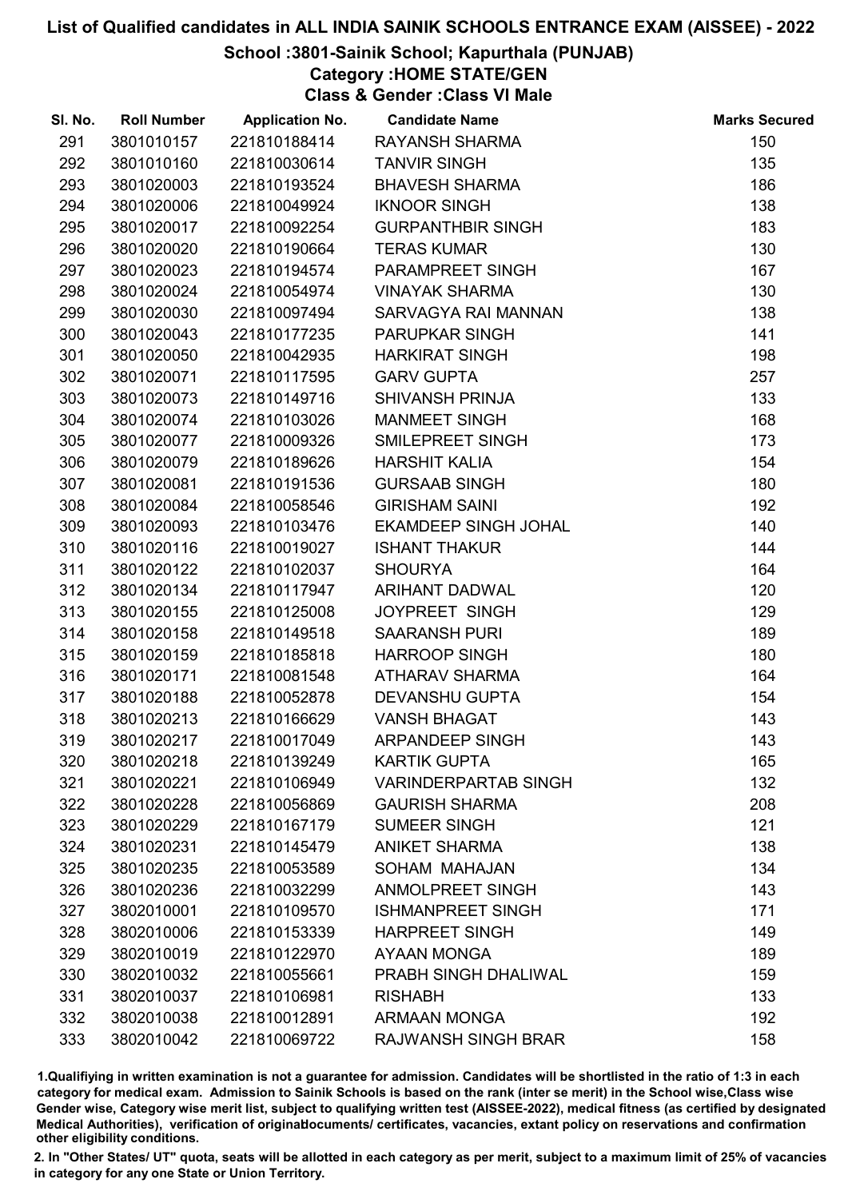# List of Qualified candidates in ALL INDIA SAINIK SCHOOLS ENTRANCE EXAM (AISSEE) - 2022

## School :3801-Sainik School; Kapurthala (PUNJAB)

### Category :HOME STATE/GEN

### Class & Gender :Class VI Male

| Sl. No. | Roll Number | Application No. | Candidate Name | Marks Secured |
|---|---|---|---|---|
| 291 | 3801010157 | 221810188414 | RAYANSH SHARMA | 150 |
| 292 | 3801010160 | 221810030614 | TANVIR SINGH | 135 |
| 293 | 3801020003 | 221810193524 | BHAVESH SHARMA | 186 |
| 294 | 3801020006 | 221810049924 | IKNOOR SINGH | 138 |
| 295 | 3801020017 | 221810092254 | GURPANTHBIR SINGH | 183 |
| 296 | 3801020020 | 221810190664 | TERAS KUMAR | 130 |
| 297 | 3801020023 | 221810194574 | PARAMPREET SINGH | 167 |
| 298 | 3801020024 | 221810054974 | VINAYAK SHARMA | 130 |
| 299 | 3801020030 | 221810097494 | SARVAGYA RAI MANNAN | 138 |
| 300 | 3801020043 | 221810177235 | PARUPKAR SINGH | 141 |
| 301 | 3801020050 | 221810042935 | HARKIRAT SINGH | 198 |
| 302 | 3801020071 | 221810117595 | GARV GUPTA | 257 |
| 303 | 3801020073 | 221810149716 | SHIVANSH PRINJA | 133 |
| 304 | 3801020074 | 221810103026 | MANMEET SINGH | 168 |
| 305 | 3801020077 | 221810009326 | SMILEPREET SINGH | 173 |
| 306 | 3801020079 | 221810189626 | HARSHIT KALIA | 154 |
| 307 | 3801020081 | 221810191536 | GURSAAB SINGH | 180 |
| 308 | 3801020084 | 221810058546 | GIRISHAM SAINI | 192 |
| 309 | 3801020093 | 221810103476 | EKAMDEEP SINGH JOHAL | 140 |
| 310 | 3801020116 | 221810019027 | ISHANT THAKUR | 144 |
| 311 | 3801020122 | 221810102037 | SHOURYA | 164 |
| 312 | 3801020134 | 221810117947 | ARIHANT DADWAL | 120 |
| 313 | 3801020155 | 221810125008 | JOYPREET SINGH | 129 |
| 314 | 3801020158 | 221810149518 | SAARANSH PURI | 189 |
| 315 | 3801020159 | 221810185818 | HARROOP SINGH | 180 |
| 316 | 3801020171 | 221810081548 | ATHARAV SHARMA | 164 |
| 317 | 3801020188 | 221810052878 | DEVANSHU GUPTA | 154 |
| 318 | 3801020213 | 221810166629 | VANSH BHAGAT | 143 |
| 319 | 3801020217 | 221810017049 | ARPANDEEP SINGH | 143 |
| 320 | 3801020218 | 221810139249 | KARTIK GUPTA | 165 |
| 321 | 3801020221 | 221810106949 | VARINDERPARTAB SINGH | 132 |
| 322 | 3801020228 | 221810056869 | GAURISH SHARMA | 208 |
| 323 | 3801020229 | 221810167179 | SUMEER SINGH | 121 |
| 324 | 3801020231 | 221810145479 | ANIKET SHARMA | 138 |
| 325 | 3801020235 | 221810053589 | SOHAM MAHAJAN | 134 |
| 326 | 3801020236 | 221810032299 | ANMOLPREET SINGH | 143 |
| 327 | 3802010001 | 221810109570 | ISHMANPREET SINGH | 171 |
| 328 | 3802010006 | 221810153339 | HARPREET SINGH | 149 |
| 329 | 3802010019 | 221810122970 | AYAAN MONGA | 189 |
| 330 | 3802010032 | 221810055661 | PRABH SINGH DHALIWAL | 159 |
| 331 | 3802010037 | 221810106981 | RISHABH | 133 |
| 332 | 3802010038 | 221810012891 | ARMAAN MONGA | 192 |
| 333 | 3802010042 | 221810069722 | RAJWANSH SINGH BRAR | 158 |

1.Qualifiying in written examination is not a guarantee for admission. Candidates will be shortlisted in the ratio of 1:3 in each category for medical exam. Admission to Sainik Schools is based on the rank (inter se merit) in the School wise,Class wise Gender wise, Category wise merit list, subject to qualifying written test (AISSEE-2022), medical fitness (as certified by designated Medical Authorities), verification of originaldocuments/ certificates, vacancies, extant policy on reservations and confirmation other eligibility conditions.

2. In "Other States/ UT" quota, seats will be allotted in each category as per merit, subject to a maximum limit of 25% of vacancies in category for any one State or Union Territory.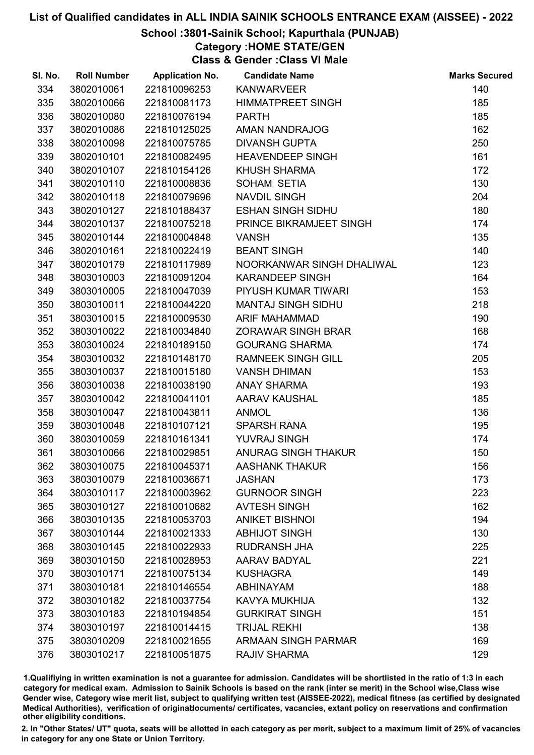# List of Qualified candidates in ALL INDIA SAINIK SCHOOLS ENTRANCE EXAM (AISSEE) - 2022

## School :3801-Sainik School; Kapurthala (PUNJAB)

### Category :HOME STATE/GEN

### Class & Gender :Class VI Male

| Sl. No. | Roll Number | Application No. | Candidate Name | Marks Secured |
|---|---|---|---|---|
| 334 | 3802010061 | 221810096253 | KANWARVEER | 140 |
| 335 | 3802010066 | 221810081173 | HIMMATPREET SINGH | 185 |
| 336 | 3802010080 | 221810076194 | PARTH | 185 |
| 337 | 3802010086 | 221810125025 | AMAN NANDRAJOG | 162 |
| 338 | 3802010098 | 221810075785 | DIVANSH GUPTA | 250 |
| 339 | 3802010101 | 221810082495 | HEAVENDEEP SINGH | 161 |
| 340 | 3802010107 | 221810154126 | KHUSH SHARMA | 172 |
| 341 | 3802010110 | 221810008836 | SOHAM SETIA | 130 |
| 342 | 3802010118 | 221810079696 | NAVDIL SINGH | 204 |
| 343 | 3802010127 | 221810188437 | ESHAN SINGH SIDHU | 180 |
| 344 | 3802010137 | 221810075218 | PRINCE BIKRAMJEET SINGH | 174 |
| 345 | 3802010144 | 221810004848 | VANSH | 135 |
| 346 | 3802010161 | 221810022419 | BEANT SINGH | 140 |
| 347 | 3802010179 | 221810117989 | NOORKANWAR SINGH DHALIWAL | 123 |
| 348 | 3803010003 | 221810091204 | KARANDEEP SINGH | 164 |
| 349 | 3803010005 | 221810047039 | PIYUSH KUMAR TIWARI | 153 |
| 350 | 3803010011 | 221810044220 | MANTAJ SINGH SIDHU | 218 |
| 351 | 3803010015 | 221810009530 | ARIF MAHAMMAD | 190 |
| 352 | 3803010022 | 221810034840 | ZORAWAR SINGH BRAR | 168 |
| 353 | 3803010024 | 221810189150 | GOURANG SHARMA | 174 |
| 354 | 3803010032 | 221810148170 | RAMNEEK SINGH GILL | 205 |
| 355 | 3803010037 | 221810015180 | VANSH DHIMAN | 153 |
| 356 | 3803010038 | 221810038190 | ANAY SHARMA | 193 |
| 357 | 3803010042 | 221810041101 | AARAV KAUSHAL | 185 |
| 358 | 3803010047 | 221810043811 | ANMOL | 136 |
| 359 | 3803010048 | 221810107121 | SPARSH RANA | 195 |
| 360 | 3803010059 | 221810161341 | YUVRAJ SINGH | 174 |
| 361 | 3803010066 | 221810029851 | ANURAG SINGH THAKUR | 150 |
| 362 | 3803010075 | 221810045371 | AASHANK THAKUR | 156 |
| 363 | 3803010079 | 221810036671 | JASHAN | 173 |
| 364 | 3803010117 | 221810003962 | GURNOOR SINGH | 223 |
| 365 | 3803010127 | 221810010682 | AVTESH SINGH | 162 |
| 366 | 3803010135 | 221810053703 | ANIKET BISHNOI | 194 |
| 367 | 3803010144 | 221810021333 | ABHIJOT SINGH | 130 |
| 368 | 3803010145 | 221810022933 | RUDRANSH JHA | 225 |
| 369 | 3803010150 | 221810028953 | AARAV BADYAL | 221 |
| 370 | 3803010171 | 221810075134 | KUSHAGRA | 149 |
| 371 | 3803010181 | 221810146554 | ABHINAYAM | 188 |
| 372 | 3803010182 | 221810037754 | KAVYA MUKHIJA | 132 |
| 373 | 3803010183 | 221810194854 | GURKIRAT SINGH | 151 |
| 374 | 3803010197 | 221810014415 | TRIJAL REKHI | 138 |
| 375 | 3803010209 | 221810021655 | ARMAAN SINGH PARMAR | 169 |
| 376 | 3803010217 | 221810051875 | RAJIV SHARMA | 129 |

1.Qualifiying in written examination is not a guarantee for admission. Candidates will be shortlisted in the ratio of 1:3 in each category for medical exam. Admission to Sainik Schools is based on the rank (inter se merit) in the School wise,Class wise Gender wise, Category wise merit list, subject to qualifying written test (AISSEE-2022), medical fitness (as certified by designated Medical Authorities), verification of originaldocuments/ certificates, vacancies, extant policy on reservations and confirmation other eligibility conditions.

2. In "Other States/ UT" quota, seats will be allotted in each category as per merit, subject to a maximum limit of 25% of vacancies in category for any one State or Union Territory.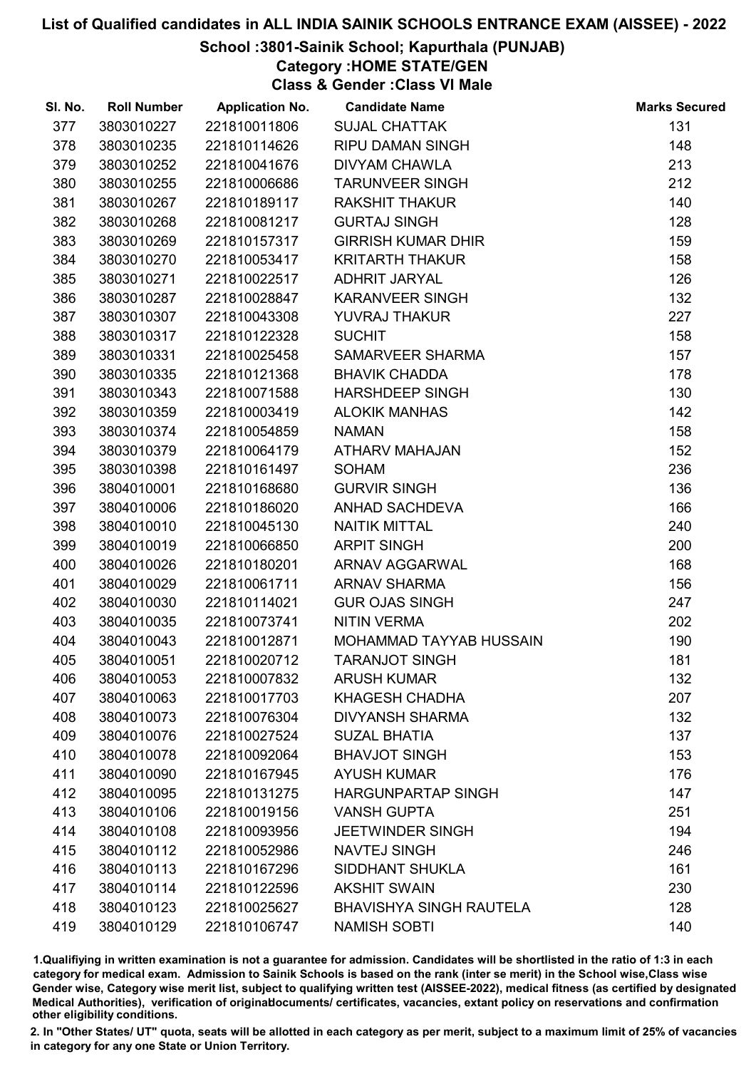# List of Qualified candidates in ALL INDIA SAINIK SCHOOLS ENTRANCE EXAM (AISSEE) - 2022

## School :3801-Sainik School; Kapurthala (PUNJAB)

### Category :HOME STATE/GEN

### Class & Gender :Class VI Male

| Sl. No. | Roll Number | Application No. | Candidate Name | Marks Secured |
|---|---|---|---|---|
| 377 | 3803010227 | 221810011806 | SUJAL CHATTAK | 131 |
| 378 | 3803010235 | 221810114626 | RIPU DAMAN SINGH | 148 |
| 379 | 3803010252 | 221810041676 | DIVYAM CHAWLA | 213 |
| 380 | 3803010255 | 221810006686 | TARUNVEER SINGH | 212 |
| 381 | 3803010267 | 221810189117 | RAKSHIT THAKUR | 140 |
| 382 | 3803010268 | 221810081217 | GURTAJ SINGH | 128 |
| 383 | 3803010269 | 221810157317 | GIRRISH KUMAR DHIR | 159 |
| 384 | 3803010270 | 221810053417 | KRITARTH THAKUR | 158 |
| 385 | 3803010271 | 221810022517 | ADHRIT JARYAL | 126 |
| 386 | 3803010287 | 221810028847 | KARANVEER SINGH | 132 |
| 387 | 3803010307 | 221810043308 | YUVRAJ THAKUR | 227 |
| 388 | 3803010317 | 221810122328 | SUCHIT | 158 |
| 389 | 3803010331 | 221810025458 | SAMARVEER SHARMA | 157 |
| 390 | 3803010335 | 221810121368 | BHAVIK CHADDA | 178 |
| 391 | 3803010343 | 221810071588 | HARSHDEEP SINGH | 130 |
| 392 | 3803010359 | 221810003419 | ALOKIK MANHAS | 142 |
| 393 | 3803010374 | 221810054859 | NAMAN | 158 |
| 394 | 3803010379 | 221810064179 | ATHARV MAHAJAN | 152 |
| 395 | 3803010398 | 221810161497 | SOHAM | 236 |
| 396 | 3804010001 | 221810168680 | GURVIR SINGH | 136 |
| 397 | 3804010006 | 221810186020 | ANHAD SACHDEVA | 166 |
| 398 | 3804010010 | 221810045130 | NAITIK MITTAL | 240 |
| 399 | 3804010019 | 221810066850 | ARPIT SINGH | 200 |
| 400 | 3804010026 | 221810180201 | ARNAV AGGARWAL | 168 |
| 401 | 3804010029 | 221810061711 | ARNAV SHARMA | 156 |
| 402 | 3804010030 | 221810114021 | GUR OJAS SINGH | 247 |
| 403 | 3804010035 | 221810073741 | NITIN VERMA | 202 |
| 404 | 3804010043 | 221810012871 | MOHAMMAD TAYYAB HUSSAIN | 190 |
| 405 | 3804010051 | 221810020712 | TARANJOT SINGH | 181 |
| 406 | 3804010053 | 221810007832 | ARUSH KUMAR | 132 |
| 407 | 3804010063 | 221810017703 | KHAGESH CHADHA | 207 |
| 408 | 3804010073 | 221810076304 | DIVYANSH SHARMA | 132 |
| 409 | 3804010076 | 221810027524 | SUZAL BHATIA | 137 |
| 410 | 3804010078 | 221810092064 | BHAVJOT SINGH | 153 |
| 411 | 3804010090 | 221810167945 | AYUSH KUMAR | 176 |
| 412 | 3804010095 | 221810131275 | HARGUNPARTAP SINGH | 147 |
| 413 | 3804010106 | 221810019156 | VANSH GUPTA | 251 |
| 414 | 3804010108 | 221810093956 | JEETWINDER SINGH | 194 |
| 415 | 3804010112 | 221810052986 | NAVTEJ SINGH | 246 |
| 416 | 3804010113 | 221810167296 | SIDDHANT SHUKLA | 161 |
| 417 | 3804010114 | 221810122596 | AKSHIT SWAIN | 230 |
| 418 | 3804010123 | 221810025627 | BHAVISHYA SINGH RAUTELA | 128 |
| 419 | 3804010129 | 221810106747 | NAMISH SOBTI | 140 |

1.Qualifiying in written examination is not a guarantee for admission. Candidates will be shortlisted in the ratio of 1:3 in each category for medical exam. Admission to Sainik Schools is based on the rank (inter se merit) in the School wise,Class wise Gender wise, Category wise merit list, subject to qualifying written test (AISSEE-2022), medical fitness (as certified by designated Medical Authorities), verification of originaldocuments/ certificates, vacancies, extant policy on reservations and confirmation other eligibility conditions.

2. In "Other States/ UT" quota, seats will be allotted in each category as per merit, subject to a maximum limit of 25% of vacancies in category for any one State or Union Territory.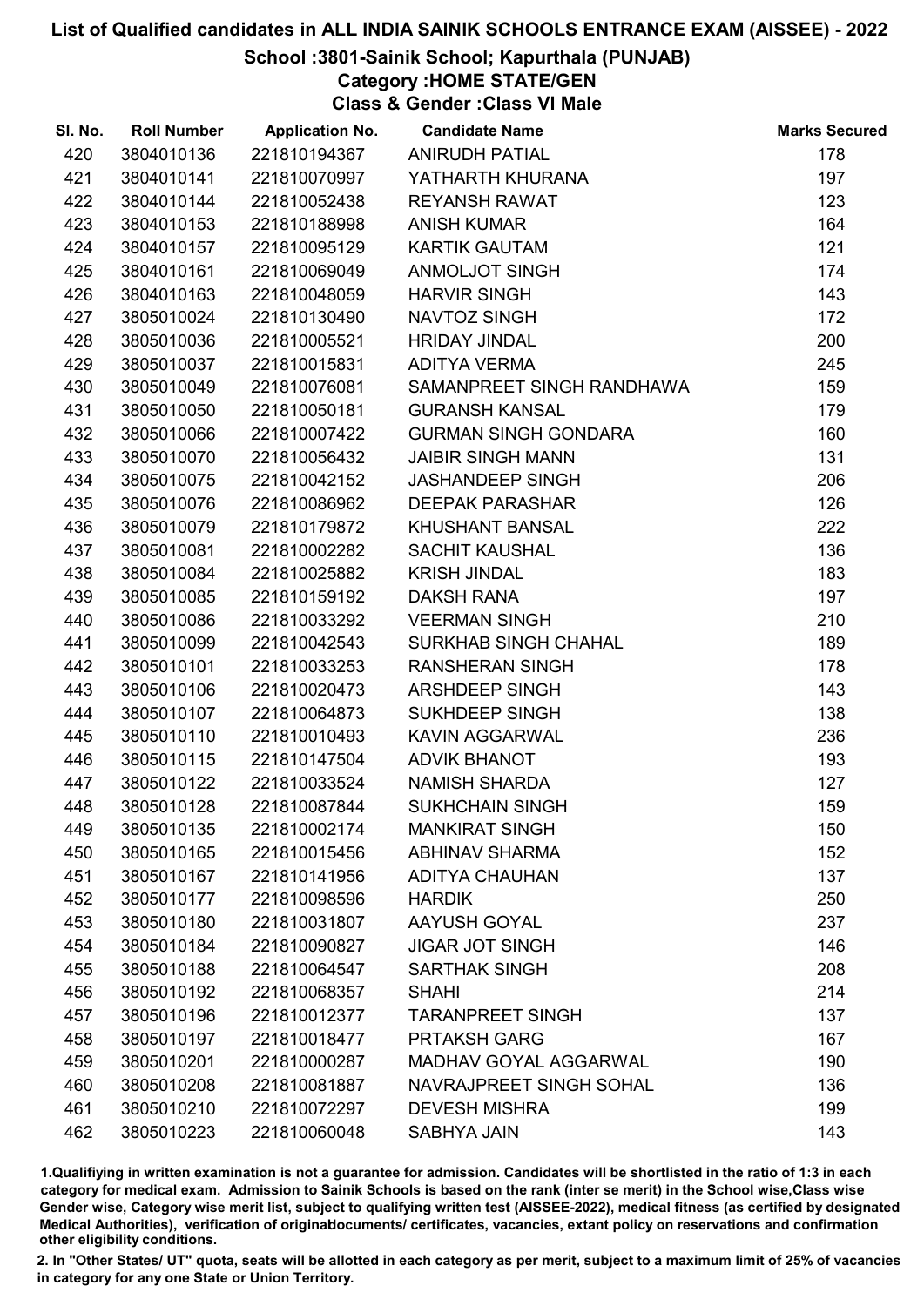# List of Qualified candidates in ALL INDIA SAINIK SCHOOLS ENTRANCE EXAM (AISSEE) - 2022

## School :3801-Sainik School; Kapurthala (PUNJAB)

### Category :HOME STATE/GEN

### Class & Gender :Class VI Male

| Sl. No. | Roll Number | Application No. | Candidate Name | Marks Secured |
|---|---|---|---|---|
| 420 | 3804010136 | 221810194367 | ANIRUDH PATIAL | 178 |
| 421 | 3804010141 | 221810070997 | YATHARTH KHURANA | 197 |
| 422 | 3804010144 | 221810052438 | REYANSH RAWAT | 123 |
| 423 | 3804010153 | 221810188998 | ANISH KUMAR | 164 |
| 424 | 3804010157 | 221810095129 | KARTIK GAUTAM | 121 |
| 425 | 3804010161 | 221810069049 | ANMOLJOT SINGH | 174 |
| 426 | 3804010163 | 221810048059 | HARVIR SINGH | 143 |
| 427 | 3805010024 | 221810130490 | NAVTOZ SINGH | 172 |
| 428 | 3805010036 | 221810005521 | HRIDAY JINDAL | 200 |
| 429 | 3805010037 | 221810015831 | ADITYA VERMA | 245 |
| 430 | 3805010049 | 221810076081 | SAMANPREET SINGH RANDHAWA | 159 |
| 431 | 3805010050 | 221810050181 | GURANSH KANSAL | 179 |
| 432 | 3805010066 | 221810007422 | GURMAN SINGH GONDARA | 160 |
| 433 | 3805010070 | 221810056432 | JAIBIR SINGH MANN | 131 |
| 434 | 3805010075 | 221810042152 | JASHANDEEP SINGH | 206 |
| 435 | 3805010076 | 221810086962 | DEEPAK PARASHAR | 126 |
| 436 | 3805010079 | 221810179872 | KHUSHANT BANSAL | 222 |
| 437 | 3805010081 | 221810002282 | SACHIT KAUSHAL | 136 |
| 438 | 3805010084 | 221810025882 | KRISH JINDAL | 183 |
| 439 | 3805010085 | 221810159192 | DAKSH RANA | 197 |
| 440 | 3805010086 | 221810033292 | VEERMAN SINGH | 210 |
| 441 | 3805010099 | 221810042543 | SURKHAB SINGH CHAHAL | 189 |
| 442 | 3805010101 | 221810033253 | RANSHERAN SINGH | 178 |
| 443 | 3805010106 | 221810020473 | ARSHDEEP SINGH | 143 |
| 444 | 3805010107 | 221810064873 | SUKHDEEP SINGH | 138 |
| 445 | 3805010110 | 221810010493 | KAVIN AGGARWAL | 236 |
| 446 | 3805010115 | 221810147504 | ADVIK BHANOT | 193 |
| 447 | 3805010122 | 221810033524 | NAMISH SHARDA | 127 |
| 448 | 3805010128 | 221810087844 | SUKHCHAIN SINGH | 159 |
| 449 | 3805010135 | 221810002174 | MANKIRAT SINGH | 150 |
| 450 | 3805010165 | 221810015456 | ABHINAV SHARMA | 152 |
| 451 | 3805010167 | 221810141956 | ADITYA CHAUHAN | 137 |
| 452 | 3805010177 | 221810098596 | HARDIK | 250 |
| 453 | 3805010180 | 221810031807 | AAYUSH GOYAL | 237 |
| 454 | 3805010184 | 221810090827 | JIGAR JOT SINGH | 146 |
| 455 | 3805010188 | 221810064547 | SARTHAK SINGH | 208 |
| 456 | 3805010192 | 221810068357 | SHAHI | 214 |
| 457 | 3805010196 | 221810012377 | TARANPREET SINGH | 137 |
| 458 | 3805010197 | 221810018477 | PRTAKSH GARG | 167 |
| 459 | 3805010201 | 221810000287 | MADHAV GOYAL AGGARWAL | 190 |
| 460 | 3805010208 | 221810081887 | NAVRAJPREET SINGH SOHAL | 136 |
| 461 | 3805010210 | 221810072297 | DEVESH MISHRA | 199 |
| 462 | 3805010223 | 221810060048 | SABHYA JAIN | 143 |

1.Qualifying in written examination is not a guarantee for admission. Candidates will be shortlisted in the ratio of 1:3 in each category for medical exam. Admission to Sainik Schools is based on the rank (inter se merit) in the School wise,Class wise Gender wise, Category wise merit list, subject to qualifying written test (AISSEE-2022), medical fitness (as certified by designated Medical Authorities), verification of originaldocuments/ certificates, vacancies, extant policy on reservations and confirmation other eligibility conditions.

2. In "Other States/ UT" quota, seats will be allotted in each category as per merit, subject to a maximum limit of 25% of vacancies in category for any one State or Union Territory.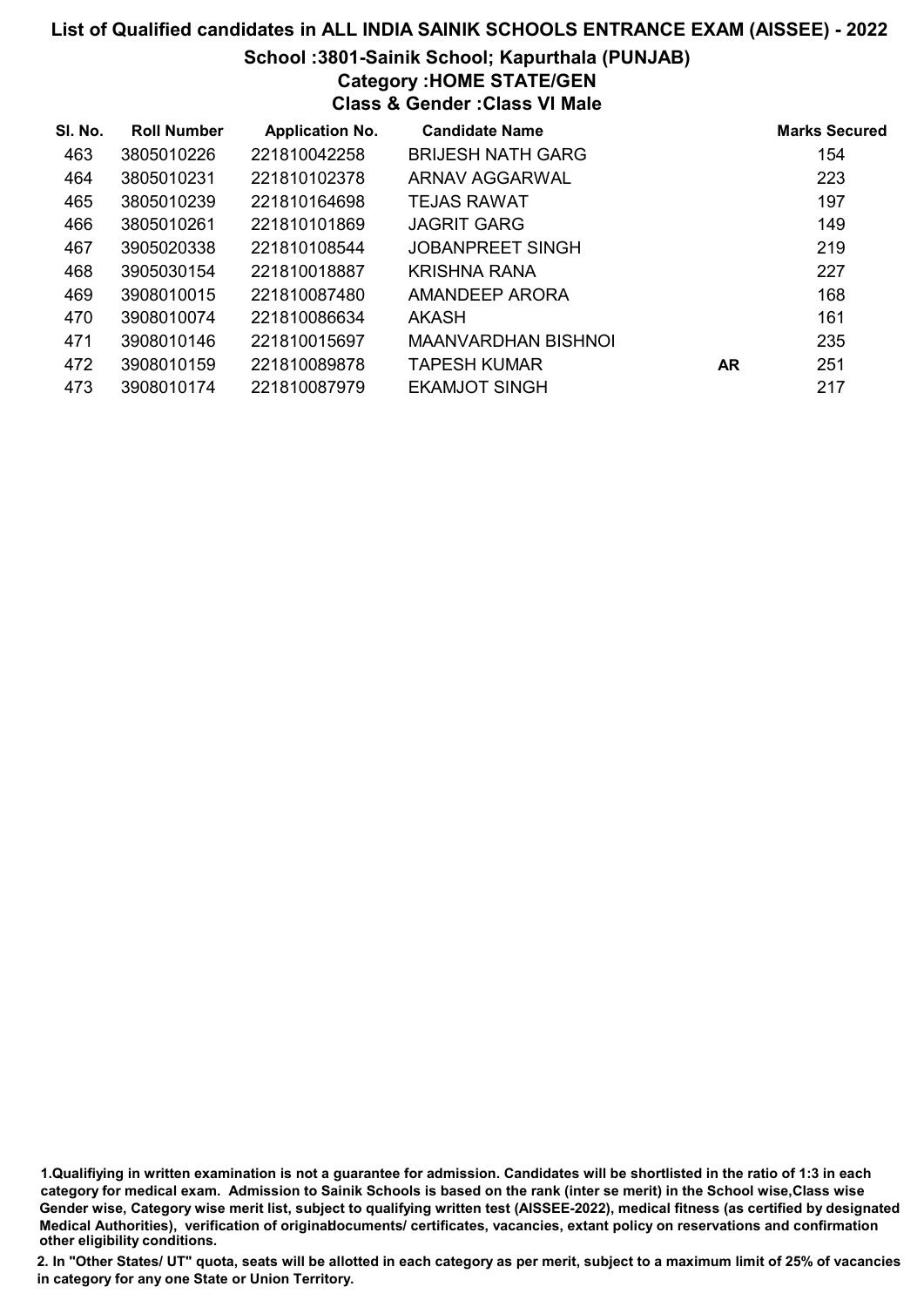# List of Qualified candidates in ALL INDIA SAINIK SCHOOLS ENTRANCE EXAM (AISSEE) - 2022

## School :3801-Sainik School; Kapurthala (PUNJAB)

### Category :HOME STATE/GEN

### Class & Gender :Class VI Male

| Sl. No. | Roll Number | Application No. | Candidate Name | | Marks Secured |
|---|---|---|---|---|---|
| 463 | 3805010226 | 221810042258 | BRIJESH NATH GARG | | 154 |
| 464 | 3805010231 | 221810102378 | ARNAV AGGARWAL | | 223 |
| 465 | 3805010239 | 221810164698 | TEJAS RAWAT | | 197 |
| 466 | 3805010261 | 221810101869 | JAGRIT GARG | | 149 |
| 467 | 3905020338 | 221810108544 | JOBANPREET SINGH | | 219 |
| 468 | 3905030154 | 221810018887 | KRISHNA RANA | | 227 |
| 469 | 3908010015 | 221810087480 | AMANDEEP ARORA | | 168 |
| 470 | 3908010074 | 221810086634 | AKASH | | 161 |
| 471 | 3908010146 | 221810015697 | MAANVARDHAN BISHNOI | | 235 |
| 472 | 3908010159 | 221810089878 | TAPESH KUMAR | **AR** | 251 |
| 473 | 3908010174 | 221810087979 | EKAMJOT SINGH | | 217 |

1.Qualifiying in written examination is not a guarantee for admission. Candidates will be shortlisted in the ratio of 1:3 in each category for medical exam. Admission to Sainik Schools is based on the rank (inter se merit) in the School wise,Class wise Gender wise, Category wise merit list, subject to qualifying written test (AISSEE-2022), medical fitness (as certified by designated Medical Authorities), verification of originaldocuments/ certificates, vacancies, extant policy on reservations and confirmation other eligibility conditions.

2. In "Other States/ UT" quota, seats will be allotted in each category as per merit, subject to a maximum limit of 25% of vacancies in category for any one State or Union Territory.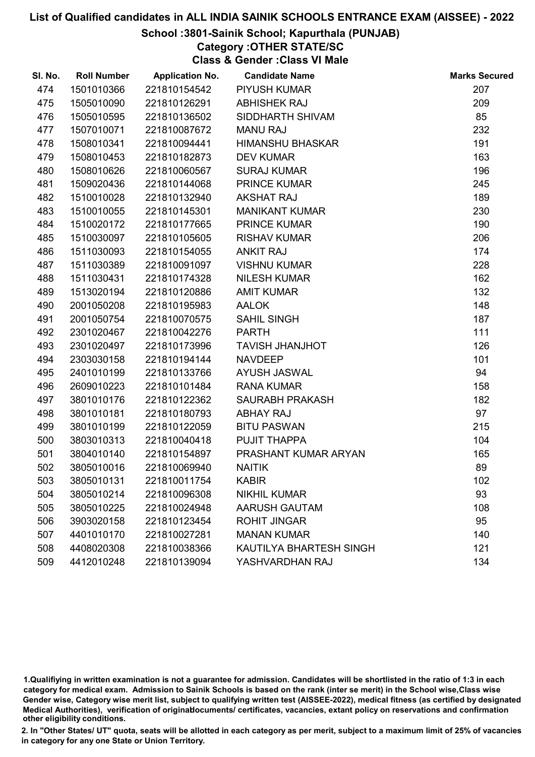# List of Qualified candidates in ALL INDIA SAINIK SCHOOLS ENTRANCE EXAM (AISSEE) - 2022

## School :3801-Sainik School; Kapurthala (PUNJAB)

### Category :OTHER STATE/SC

### Class & Gender :Class VI Male

| Sl. No. | Roll Number | Application No. | Candidate Name | Marks Secured |
|---|---|---|---|---|
| 474 | 1501010366 | 221810154542 | PIYUSH KUMAR | 207 |
| 475 | 1505010090 | 221810126291 | ABHISHEK RAJ | 209 |
| 476 | 1505010595 | 221810136502 | SIDDHARTH SHIVAM | 85 |
| 477 | 1507010071 | 221810087672 | MANU RAJ | 232 |
| 478 | 1508010341 | 221810094441 | HIMANSHU BHASKAR | 191 |
| 479 | 1508010453 | 221810182873 | DEV KUMAR | 163 |
| 480 | 1508010626 | 221810060567 | SURAJ KUMAR | 196 |
| 481 | 1509020436 | 221810144068 | PRINCE KUMAR | 245 |
| 482 | 1510010028 | 221810132940 | AKSHAT RAJ | 189 |
| 483 | 1510010055 | 221810145301 | MANIKANT KUMAR | 230 |
| 484 | 1510020172 | 221810177665 | PRINCE KUMAR | 190 |
| 485 | 1510030097 | 221810105605 | RISHAV KUMAR | 206 |
| 486 | 1511030093 | 221810154055 | ANKIT RAJ | 174 |
| 487 | 1511030389 | 221810091097 | VISHNU KUMAR | 228 |
| 488 | 1511030431 | 221810174328 | NILESH KUMAR | 162 |
| 489 | 1513020194 | 221810120886 | AMIT KUMAR | 132 |
| 490 | 2001050208 | 221810195983 | AALOK | 148 |
| 491 | 2001050754 | 221810070575 | SAHIL SINGH | 187 |
| 492 | 2301020467 | 221810042276 | PARTH | 111 |
| 493 | 2301020497 | 221810173996 | TAVISH JHANJHOT | 126 |
| 494 | 2303030158 | 221810194144 | NAVDEEP | 101 |
| 495 | 2401010199 | 221810133766 | AYUSH JASWAL | 94 |
| 496 | 2609010223 | 221810101484 | RANA KUMAR | 158 |
| 497 | 3801010176 | 221810122362 | SAURABH PRAKASH | 182 |
| 498 | 3801010181 | 221810180793 | ABHAY RAJ | 97 |
| 499 | 3801010199 | 221810122059 | BITU PASWAN | 215 |
| 500 | 3803010313 | 221810040418 | PUJIT THAPPA | 104 |
| 501 | 3804010140 | 221810154897 | PRASHANT KUMAR ARYAN | 165 |
| 502 | 3805010016 | 221810069940 | NAITIK | 89 |
| 503 | 3805010131 | 221810011754 | KABIR | 102 |
| 504 | 3805010214 | 221810096308 | NIKHIL KUMAR | 93 |
| 505 | 3805010225 | 221810024948 | AARUSH GAUTAM | 108 |
| 506 | 3903020158 | 221810123454 | ROHIT JINGAR | 95 |
| 507 | 4401010170 | 221810027281 | MANAN KUMAR | 140 |
| 508 | 4408020308 | 221810038366 | KAUTILYA BHARTESH SINGH | 121 |
| 509 | 4412010248 | 221810139094 | YASHVARDHAN RAJ | 134 |

1.Qualifiying in written examination is not a guarantee for admission. Candidates will be shortlisted in the ratio of 1:3 in each category for medical exam. Admission to Sainik Schools is based on the rank (inter se merit) in the School wise,Class wise Gender wise, Category wise merit list, subject to qualifying written test (AISSEE-2022), medical fitness (as certified by designated Medical Authorities), verification of originaldocuments/ certificates, vacancies, extant policy on reservations and confirmation other eligibility conditions.

2. In "Other States/ UT" quota, seats will be allotted in each category as per merit, subject to a maximum limit of 25% of vacancies in category for any one State or Union Territory.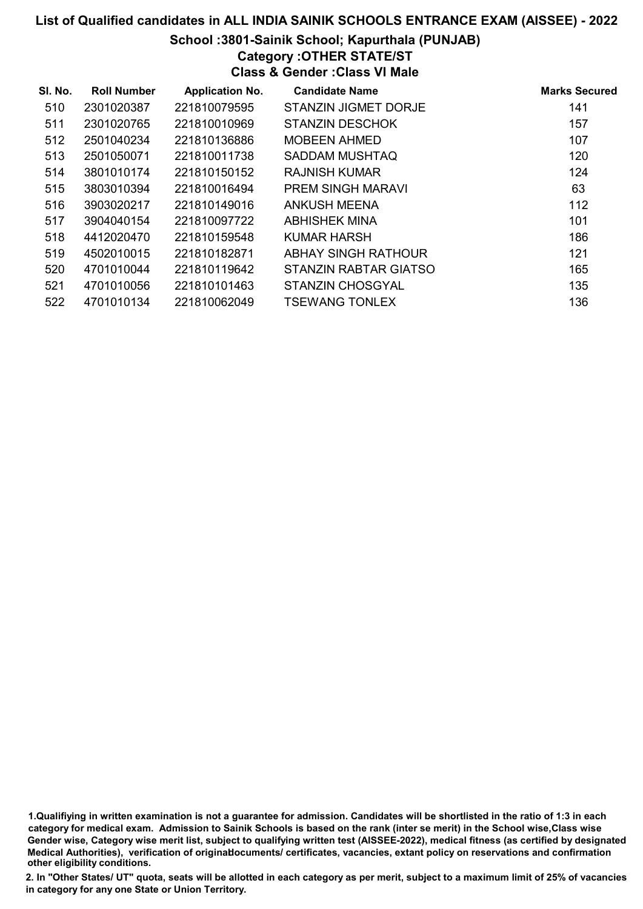# List of Qualified candidates in ALL INDIA SAINIK SCHOOLS ENTRANCE EXAM (AISSEE) - 2022

## School :3801-Sainik School; Kapurthala (PUNJAB)

### Category :OTHER STATE/ST

### Class & Gender :Class VI Male

| Sl. No. | Roll Number | Application No. | Candidate Name | Marks Secured |
|---|---|---|---|---|
| 510 | 2301020387 | 221810079595 | STANZIN JIGMET DORJE | 141 |
| 511 | 2301020765 | 221810010969 | STANZIN DESCHOK | 157 |
| 512 | 2501040234 | 221810136886 | MOBEEN AHMED | 107 |
| 513 | 2501050071 | 221810011738 | SADDAM MUSHTAQ | 120 |
| 514 | 3801010174 | 221810150152 | RAJNISH KUMAR | 124 |
| 515 | 3803010394 | 221810016494 | PREM SINGH MARAVI | 63 |
| 516 | 3903020217 | 221810149016 | ANKUSH MEENA | 112 |
| 517 | 3904040154 | 221810097722 | ABHISHEK MINA | 101 |
| 518 | 4412020470 | 221810159548 | KUMAR HARSH | 186 |
| 519 | 4502010015 | 221810182871 | ABHAY SINGH RATHOUR | 121 |
| 520 | 4701010044 | 221810119642 | STANZIN RABTAR GIATSO | 165 |
| 521 | 4701010056 | 221810101463 | STANZIN CHOSGYAL | 135 |
| 522 | 4701010134 | 221810062049 | TSEWANG TONLEX | 136 |

1.Qualifiying in written examination is not a guarantee for admission. Candidates will be shortlisted in the ratio of 1:3 in each category for medical exam. Admission to Sainik Schools is based on the rank (inter se merit) in the School wise,Class wise Gender wise, Category wise merit list, subject to qualifying written test (AISSEE-2022), medical fitness (as certified by designated Medical Authorities), verification of originaldocuments/ certificates, vacancies, extant policy on reservations and confirmation other eligibility conditions.

2. In "Other States/ UT" quota, seats will be allotted in each category as per merit, subject to a maximum limit of 25% of vacancies in category for any one State or Union Territory.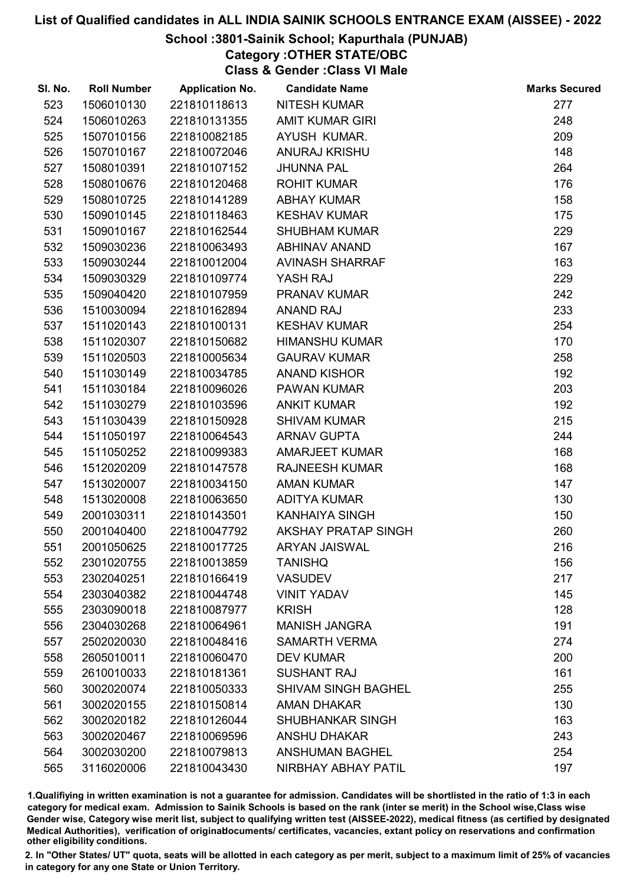# List of Qualified candidates in ALL INDIA SAINIK SCHOOLS ENTRANCE EXAM (AISSEE) - 2022

## School :3801-Sainik School; Kapurthala (PUNJAB)

### Category :OTHER STATE/OBC

### Class & Gender :Class VI Male

| Sl. No. | Roll Number | Application No. | Candidate Name | Marks Secured |
|---|---|---|---|---|
| 523 | 1506010130 | 221810118613 | NITESH KUMAR | 277 |
| 524 | 1506010263 | 221810131355 | AMIT KUMAR GIRI | 248 |
| 525 | 1507010156 | 221810082185 | AYUSH KUMAR. | 209 |
| 526 | 1507010167 | 221810072046 | ANURAJ KRISHU | 148 |
| 527 | 1508010391 | 221810107152 | JHUNNA PAL | 264 |
| 528 | 1508010676 | 221810120468 | ROHIT KUMAR | 176 |
| 529 | 1508010725 | 221810141289 | ABHAY KUMAR | 158 |
| 530 | 1509010145 | 221810118463 | KESHAV KUMAR | 175 |
| 531 | 1509010167 | 221810162544 | SHUBHAM KUMAR | 229 |
| 532 | 1509030236 | 221810063493 | ABHINAV ANAND | 167 |
| 533 | 1509030244 | 221810012004 | AVINASH SHARRAF | 163 |
| 534 | 1509030329 | 221810109774 | YASH RAJ | 229 |
| 535 | 1509040420 | 221810107959 | PRANAV KUMAR | 242 |
| 536 | 1510030094 | 221810162894 | ANAND RAJ | 233 |
| 537 | 1511020143 | 221810100131 | KESHAV KUMAR | 254 |
| 538 | 1511020307 | 221810150682 | HIMANSHU KUMAR | 170 |
| 539 | 1511020503 | 221810005634 | GAURAV KUMAR | 258 |
| 540 | 1511030149 | 221810034785 | ANAND KISHOR | 192 |
| 541 | 1511030184 | 221810096026 | PAWAN KUMAR | 203 |
| 542 | 1511030279 | 221810103596 | ANKIT KUMAR | 192 |
| 543 | 1511030439 | 221810150928 | SHIVAM KUMAR | 215 |
| 544 | 1511050197 | 221810064543 | ARNAV GUPTA | 244 |
| 545 | 1511050252 | 221810099383 | AMARJEET KUMAR | 168 |
| 546 | 1512020209 | 221810147578 | RAJNEESH KUMAR | 168 |
| 547 | 1513020007 | 221810034150 | AMAN KUMAR | 147 |
| 548 | 1513020008 | 221810063650 | ADITYA KUMAR | 130 |
| 549 | 2001030311 | 221810143501 | KANHAIYA SINGH | 150 |
| 550 | 2001040400 | 221810047792 | AKSHAY PRATAP SINGH | 260 |
| 551 | 2001050625 | 221810017725 | ARYAN JAISWAL | 216 |
| 552 | 2301020755 | 221810013859 | TANISHQ | 156 |
| 553 | 2302040251 | 221810166419 | VASUDEV | 217 |
| 554 | 2303040382 | 221810044748 | VINIT YADAV | 145 |
| 555 | 2303090018 | 221810087977 | KRISH | 128 |
| 556 | 2304030268 | 221810064961 | MANISH JANGRA | 191 |
| 557 | 2502020030 | 221810048416 | SAMARTH VERMA | 274 |
| 558 | 2605010011 | 221810060470 | DEV KUMAR | 200 |
| 559 | 2610010033 | 221810181361 | SUSHANT RAJ | 161 |
| 560 | 3002020074 | 221810050333 | SHIVAM SINGH BAGHEL | 255 |
| 561 | 3002020155 | 221810150814 | AMAN DHAKAR | 130 |
| 562 | 3002020182 | 221810126044 | SHUBHANKAR SINGH | 163 |
| 563 | 3002020467 | 221810069596 | ANSHU DHAKAR | 243 |
| 564 | 3002030200 | 221810079813 | ANSHUMAN BAGHEL | 254 |
| 565 | 3116020006 | 221810043430 | NIRBHAY ABHAY PATIL | 197 |

1.Qualifiying in written examination is not a guarantee for admission. Candidates will be shortlisted in the ratio of 1:3 in each category for medical exam. Admission to Sainik Schools is based on the rank (inter se merit) in the School wise,Class wise Gender wise, Category wise merit list, subject to qualifying written test (AISSEE-2022), medical fitness (as certified by designated Medical Authorities), verification of originaldocuments/ certificates, vacancies, extant policy on reservations and confirmation other eligibility conditions.

2. In "Other States/ UT" quota, seats will be allotted in each category as per merit, subject to a maximum limit of 25% of vacancies in category for any one State or Union Territory.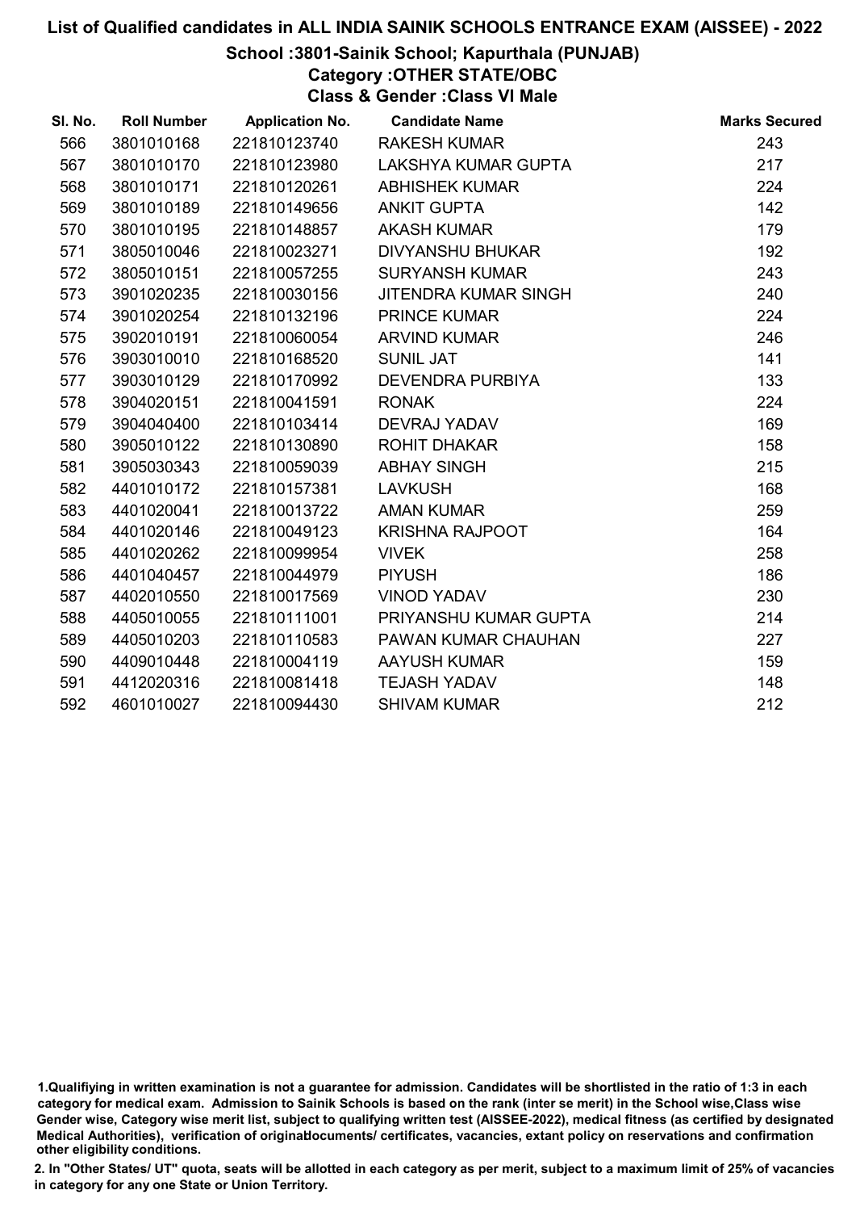# List of Qualified candidates in ALL INDIA SAINIK SCHOOLS ENTRANCE EXAM (AISSEE) - 2022

## School :3801-Sainik School; Kapurthala (PUNJAB)

### Category :OTHER STATE/OBC

### Class & Gender :Class VI Male

| Sl. No. | Roll Number | Application No. | Candidate Name | Marks Secured |
|---|---|---|---|---|
| 566 | 3801010168 | 221810123740 | RAKESH KUMAR | 243 |
| 567 | 3801010170 | 221810123980 | LAKSHYA KUMAR GUPTA | 217 |
| 568 | 3801010171 | 221810120261 | ABHISHEK KUMAR | 224 |
| 569 | 3801010189 | 221810149656 | ANKIT GUPTA | 142 |
| 570 | 3801010195 | 221810148857 | AKASH KUMAR | 179 |
| 571 | 3805010046 | 221810023271 | DIVYANSHU BHUKAR | 192 |
| 572 | 3805010151 | 221810057255 | SURYANSH KUMAR | 243 |
| 573 | 3901020235 | 221810030156 | JITENDRA KUMAR SINGH | 240 |
| 574 | 3901020254 | 221810132196 | PRINCE KUMAR | 224 |
| 575 | 3902010191 | 221810060054 | ARVIND KUMAR | 246 |
| 576 | 3903010010 | 221810168520 | SUNIL JAT | 141 |
| 577 | 3903010129 | 221810170992 | DEVENDRA PURBIYA | 133 |
| 578 | 3904020151 | 221810041591 | RONAK | 224 |
| 579 | 3904040400 | 221810103414 | DEVRAJ YADAV | 169 |
| 580 | 3905010122 | 221810130890 | ROHIT DHAKAR | 158 |
| 581 | 3905030343 | 221810059039 | ABHAY SINGH | 215 |
| 582 | 4401010172 | 221810157381 | LAVKUSH | 168 |
| 583 | 4401020041 | 221810013722 | AMAN KUMAR | 259 |
| 584 | 4401020146 | 221810049123 | KRISHNA RAJPOOT | 164 |
| 585 | 4401020262 | 221810099954 | VIVEK | 258 |
| 586 | 4401040457 | 221810044979 | PIYUSH | 186 |
| 587 | 4402010550 | 221810017569 | VINOD YADAV | 230 |
| 588 | 4405010055 | 221810111001 | PRIYANSHU KUMAR GUPTA | 214 |
| 589 | 4405010203 | 221810110583 | PAWAN KUMAR CHAUHAN | 227 |
| 590 | 4409010448 | 221810004119 | AAYUSH KUMAR | 159 |
| 591 | 4412020316 | 221810081418 | TEJASH YADAV | 148 |
| 592 | 4601010027 | 221810094430 | SHIVAM KUMAR | 212 |

1.Qualifiying in written examination is not a guarantee for admission. Candidates will be shortlisted in the ratio of 1:3 in each category for medical exam. Admission to Sainik Schools is based on the rank (inter se merit) in the School wise,Class wise Gender wise, Category wise merit list, subject to qualifying written test (AISSEE-2022), medical fitness (as certified by designated Medical Authorities), verification of originaldocuments/ certificates, vacancies, extant policy on reservations and confirmation other eligibility conditions.

2. In "Other States/ UT" quota, seats will be allotted in each category as per merit, subject to a maximum limit of 25% of vacancies in category for any one State or Union Territory.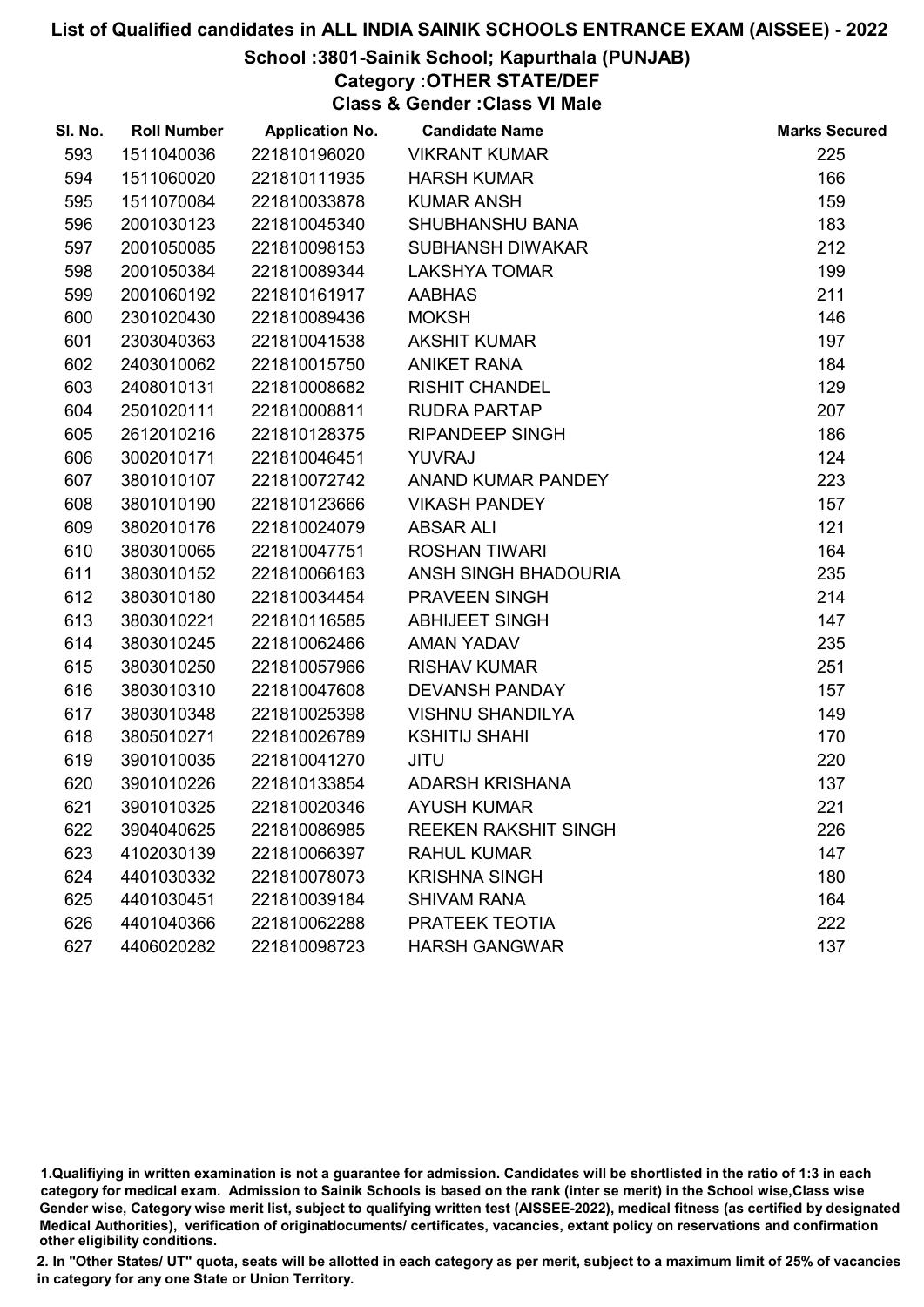# List of Qualified candidates in ALL INDIA SAINIK SCHOOLS ENTRANCE EXAM (AISSEE) - 2022

## School :3801-Sainik School; Kapurthala (PUNJAB)

### Category :OTHER STATE/DEF

### Class & Gender :Class VI Male

| Sl. No. | Roll Number | Application No. | Candidate Name | Marks Secured |
|---|---|---|---|---|
| 593 | 1511040036 | 221810196020 | VIKRANT KUMAR | 225 |
| 594 | 1511060020 | 221810111935 | HARSH KUMAR | 166 |
| 595 | 1511070084 | 221810033878 | KUMAR ANSH | 159 |
| 596 | 2001030123 | 221810045340 | SHUBHANSHU BANA | 183 |
| 597 | 2001050085 | 221810098153 | SUBHANSH DIWAKAR | 212 |
| 598 | 2001050384 | 221810089344 | LAKSHYA TOMAR | 199 |
| 599 | 2001060192 | 221810161917 | AABHAS | 211 |
| 600 | 2301020430 | 221810089436 | MOKSH | 146 |
| 601 | 2303040363 | 221810041538 | AKSHIT KUMAR | 197 |
| 602 | 2403010062 | 221810015750 | ANIKET RANA | 184 |
| 603 | 2408010131 | 221810008682 | RISHIT CHANDEL | 129 |
| 604 | 2501020111 | 221810008811 | RUDRA PARTAP | 207 |
| 605 | 2612010216 | 221810128375 | RIPANDEEP SINGH | 186 |
| 606 | 3002010171 | 221810046451 | YUVRAJ | 124 |
| 607 | 3801010107 | 221810072742 | ANAND KUMAR PANDEY | 223 |
| 608 | 3801010190 | 221810123666 | VIKASH PANDEY | 157 |
| 609 | 3802010176 | 221810024079 | ABSAR ALI | 121 |
| 610 | 3803010065 | 221810047751 | ROSHAN TIWARI | 164 |
| 611 | 3803010152 | 221810066163 | ANSH SINGH BHADOURIA | 235 |
| 612 | 3803010180 | 221810034454 | PRAVEEN SINGH | 214 |
| 613 | 3803010221 | 221810116585 | ABHIJEET SINGH | 147 |
| 614 | 3803010245 | 221810062466 | AMAN YADAV | 235 |
| 615 | 3803010250 | 221810057966 | RISHAV KUMAR | 251 |
| 616 | 3803010310 | 221810047608 | DEVANSH PANDAY | 157 |
| 617 | 3803010348 | 221810025398 | VISHNU SHANDILYA | 149 |
| 618 | 3805010271 | 221810026789 | KSHITIJ SHAHI | 170 |
| 619 | 3901010035 | 221810041270 | JITU | 220 |
| 620 | 3901010226 | 221810133854 | ADARSH KRISHANA | 137 |
| 621 | 3901010325 | 221810020346 | AYUSH KUMAR | 221 |
| 622 | 3904040625 | 221810086985 | REEKEN RAKSHIT SINGH | 226 |
| 623 | 4102030139 | 221810066397 | RAHUL KUMAR | 147 |
| 624 | 4401030332 | 221810078073 | KRISHNA SINGH | 180 |
| 625 | 4401030451 | 221810039184 | SHIVAM RANA | 164 |
| 626 | 4401040366 | 221810062288 | PRATEEK TEOTIA | 222 |
| 627 | 4406020282 | 221810098723 | HARSH GANGWAR | 137 |

1.Qualifiying in written examination is not a guarantee for admission. Candidates will be shortlisted in the ratio of 1:3 in each category for medical exam. Admission to Sainik Schools is based on the rank (inter se merit) in the School wise,Class wise Gender wise, Category wise merit list, subject to qualifying written test (AISSEE-2022), medical fitness (as certified by designated Medical Authorities), verification of originaldocuments/ certificates, vacancies, extant policy on reservations and confirmation other eligibility conditions.

2. In "Other States/ UT" quota, seats will be allotted in each category as per merit, subject to a maximum limit of 25% of vacancies in category for any one State or Union Territory.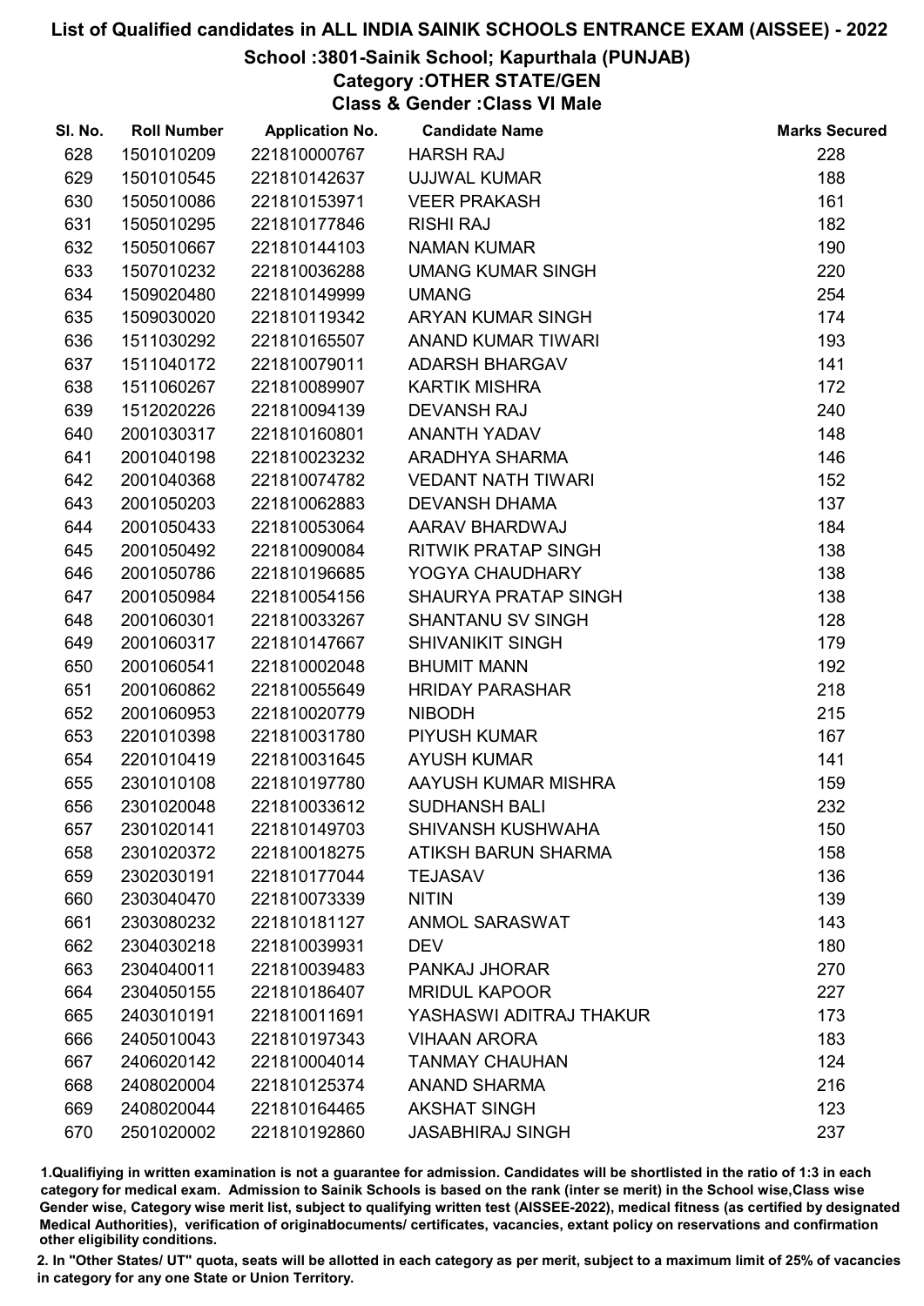# List of Qualified candidates in ALL INDIA SAINIK SCHOOLS ENTRANCE EXAM (AISSEE) - 2022

## School :3801-Sainik School; Kapurthala (PUNJAB)

### Category :OTHER STATE/GEN

### Class & Gender :Class VI Male

| Sl. No. | Roll Number | Application No. | Candidate Name | Marks Secured |
|---|---|---|---|---|
| 628 | 1501010209 | 221810000767 | HARSH RAJ | 228 |
| 629 | 1501010545 | 221810142637 | UJJWAL KUMAR | 188 |
| 630 | 1505010086 | 221810153971 | VEER PRAKASH | 161 |
| 631 | 1505010295 | 221810177846 | RISHI RAJ | 182 |
| 632 | 1505010667 | 221810144103 | NAMAN KUMAR | 190 |
| 633 | 1507010232 | 221810036288 | UMANG KUMAR SINGH | 220 |
| 634 | 1509020480 | 221810149999 | UMANG | 254 |
| 635 | 1509030020 | 221810119342 | ARYAN KUMAR SINGH | 174 |
| 636 | 1511030292 | 221810165507 | ANAND KUMAR TIWARI | 193 |
| 637 | 1511040172 | 221810079011 | ADARSH BHARGAV | 141 |
| 638 | 1511060267 | 221810089907 | KARTIK MISHRA | 172 |
| 639 | 1512020226 | 221810094139 | DEVANSH RAJ | 240 |
| 640 | 2001030317 | 221810160801 | ANANTH YADAV | 148 |
| 641 | 2001040198 | 221810023232 | ARADHYA SHARMA | 146 |
| 642 | 2001040368 | 221810074782 | VEDANT NATH TIWARI | 152 |
| 643 | 2001050203 | 221810062883 | DEVANSH DHAMA | 137 |
| 644 | 2001050433 | 221810053064 | AARAV BHARDWAJ | 184 |
| 645 | 2001050492 | 221810090084 | RITWIK PRATAP SINGH | 138 |
| 646 | 2001050786 | 221810196685 | YOGYA CHAUDHARY | 138 |
| 647 | 2001050984 | 221810054156 | SHAURYA PRATAP SINGH | 138 |
| 648 | 2001060301 | 221810033267 | SHANTANU SV SINGH | 128 |
| 649 | 2001060317 | 221810147667 | SHIVANIKIT SINGH | 179 |
| 650 | 2001060541 | 221810002048 | BHUMIT MANN | 192 |
| 651 | 2001060862 | 221810055649 | HRIDAY PARASHAR | 218 |
| 652 | 2001060953 | 221810020779 | NIBODH | 215 |
| 653 | 2201010398 | 221810031780 | PIYUSH KUMAR | 167 |
| 654 | 2201010419 | 221810031645 | AYUSH KUMAR | 141 |
| 655 | 2301010108 | 221810197780 | AAYUSH KUMAR MISHRA | 159 |
| 656 | 2301020048 | 221810033612 | SUDHANSH BALI | 232 |
| 657 | 2301020141 | 221810149703 | SHIVANSH KUSHWAHA | 150 |
| 658 | 2301020372 | 221810018275 | ATIKSH BARUN SHARMA | 158 |
| 659 | 2302030191 | 221810177044 | TEJASAV | 136 |
| 660 | 2303040470 | 221810073339 | NITIN | 139 |
| 661 | 2303080232 | 221810181127 | ANMOL SARASWAT | 143 |
| 662 | 2304030218 | 221810039931 | DEV | 180 |
| 663 | 2304040011 | 221810039483 | PANKAJ JHORAR | 270 |
| 664 | 2304050155 | 221810186407 | MRIDUL KAPOOR | 227 |
| 665 | 2403010191 | 221810011691 | YASHASWI ADITRAJ THAKUR | 173 |
| 666 | 2405010043 | 221810197343 | VIHAAN ARORA | 183 |
| 667 | 2406020142 | 221810004014 | TANMAY CHAUHAN | 124 |
| 668 | 2408020004 | 221810125374 | ANAND SHARMA | 216 |
| 669 | 2408020044 | 221810164465 | AKSHAT SINGH | 123 |
| 670 | 2501020002 | 221810192860 | JASABHIRAJ SINGH | 237 |

1.Qualifiying in written examination is not a guarantee for admission. Candidates will be shortlisted in the ratio of 1:3 in each category for medical exam. Admission to Sainik Schools is based on the rank (inter se merit) in the School wise,Class wise Gender wise, Category wise merit list, subject to qualifying written test (AISSEE-2022), medical fitness (as certified by designated Medical Authorities), verification of originaldocuments/ certificates, vacancies, extant policy on reservations and confirmation other eligibility conditions.

2. In "Other States/ UT" quota, seats will be allotted in each category as per merit, subject to a maximum limit of 25% of vacancies in category for any one State or Union Territory.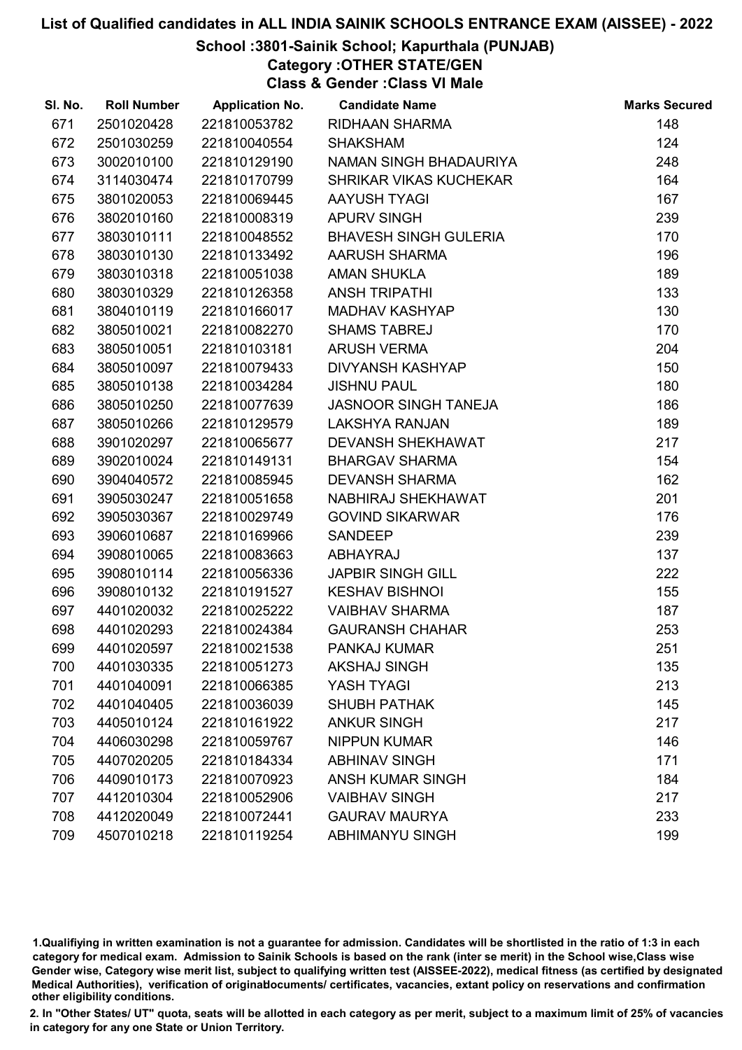# List of Qualified candidates in ALL INDIA SAINIK SCHOOLS ENTRANCE EXAM (AISSEE) - 2022

## School :3801-Sainik School; Kapurthala (PUNJAB)

### Category :OTHER STATE/GEN

### Class & Gender :Class VI Male

| Sl. No. | Roll Number | Application No. | Candidate Name | Marks Secured |
|---|---|---|---|---|
| 671 | 2501020428 | 221810053782 | RIDHAAN SHARMA | 148 |
| 672 | 2501030259 | 221810040554 | SHAKSHAM | 124 |
| 673 | 3002010100 | 221810129190 | NAMAN SINGH BHADAURIYA | 248 |
| 674 | 3114030474 | 221810170799 | SHRIKAR VIKAS KUCHEKAR | 164 |
| 675 | 3801020053 | 221810069445 | AAYUSH TYAGI | 167 |
| 676 | 3802010160 | 221810008319 | APURV SINGH | 239 |
| 677 | 3803010111 | 221810048552 | BHAVESH SINGH GULERIA | 170 |
| 678 | 3803010130 | 221810133492 | AARUSH SHARMA | 196 |
| 679 | 3803010318 | 221810051038 | AMAN SHUKLA | 189 |
| 680 | 3803010329 | 221810126358 | ANSH TRIPATHI | 133 |
| 681 | 3804010119 | 221810166017 | MADHAV KASHYAP | 130 |
| 682 | 3805010021 | 221810082270 | SHAMS TABREJ | 170 |
| 683 | 3805010051 | 221810103181 | ARUSH VERMA | 204 |
| 684 | 3805010097 | 221810079433 | DIVYANSH KASHYAP | 150 |
| 685 | 3805010138 | 221810034284 | JISHNU PAUL | 180 |
| 686 | 3805010250 | 221810077639 | JASNOOR SINGH TANEJA | 186 |
| 687 | 3805010266 | 221810129579 | LAKSHYA RANJAN | 189 |
| 688 | 3901020297 | 221810065677 | DEVANSH SHEKHAWAT | 217 |
| 689 | 3902010024 | 221810149131 | BHARGAV SHARMA | 154 |
| 690 | 3904040572 | 221810085945 | DEVANSH SHARMA | 162 |
| 691 | 3905030247 | 221810051658 | NABHIRAJ SHEKHAWAT | 201 |
| 692 | 3905030367 | 221810029749 | GOVIND SIKARWAR | 176 |
| 693 | 3906010687 | 221810169966 | SANDEEP | 239 |
| 694 | 3908010065 | 221810083663 | ABHAYRAJ | 137 |
| 695 | 3908010114 | 221810056336 | JAPBIR SINGH GILL | 222 |
| 696 | 3908010132 | 221810191527 | KESHAV BISHNOI | 155 |
| 697 | 4401020032 | 221810025222 | VAIBHAV SHARMA | 187 |
| 698 | 4401020293 | 221810024384 | GAURANSH CHAHAR | 253 |
| 699 | 4401020597 | 221810021538 | PANKAJ KUMAR | 251 |
| 700 | 4401030335 | 221810051273 | AKSHAJ SINGH | 135 |
| 701 | 4401040091 | 221810066385 | YASH TYAGI | 213 |
| 702 | 4401040405 | 221810036039 | SHUBH PATHAK | 145 |
| 703 | 4405010124 | 221810161922 | ANKUR SINGH | 217 |
| 704 | 4406030298 | 221810059767 | NIPPUN KUMAR | 146 |
| 705 | 4407020205 | 221810184334 | ABHINAV SINGH | 171 |
| 706 | 4409010173 | 221810070923 | ANSH KUMAR SINGH | 184 |
| 707 | 4412010304 | 221810052906 | VAIBHAV SINGH | 217 |
| 708 | 4412020049 | 221810072441 | GAURAV MAURYA | 233 |
| 709 | 4507010218 | 221810119254 | ABHIMANYU SINGH | 199 |

1.Qualifiying in written examination is not a guarantee for admission. Candidates will be shortlisted in the ratio of 1:3 in each category for medical exam. Admission to Sainik Schools is based on the rank (inter se merit) in the School wise,Class wise Gender wise, Category wise merit list, subject to qualifying written test (AISSEE-2022), medical fitness (as certified by designated Medical Authorities), verification of originaldocuments/ certificates, vacancies, extant policy on reservations and confirmation other eligibility conditions.

2. In "Other States/ UT" quota, seats will be allotted in each category as per merit, subject to a maximum limit of 25% of vacancies in category for any one State or Union Territory.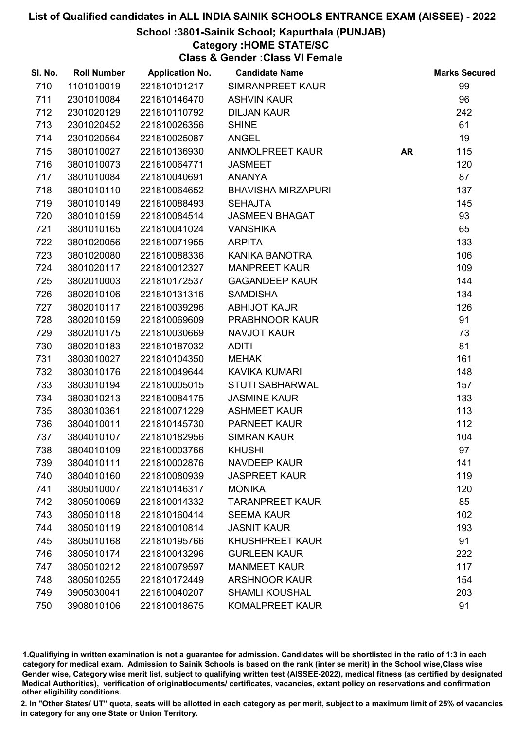# List of Qualified candidates in ALL INDIA SAINIK SCHOOLS ENTRANCE EXAM (AISSEE) - 2022

## School :3801-Sainik School; Kapurthala (PUNJAB)

### Category :HOME STATE/SC

### Class & Gender :Class VI Female

| Sl. No. | Roll Number | Application No. | Candidate Name | | Marks Secured |
|---|---|---|---|---|---|
| 710 | 1101010019 | 221810101217 | SIMRANPREET KAUR | | 99 |
| 711 | 2301010084 | 221810146470 | ASHVIN KAUR | | 96 |
| 712 | 2301020129 | 221810110792 | DILJAN KAUR | | 242 |
| 713 | 2301020452 | 221810026356 | SHINE | | 61 |
| 714 | 2301020564 | 221810025087 | ANGEL | | 19 |
| 715 | 3801010027 | 221810136930 | ANMOLPREET KAUR | AR | 115 |
| 716 | 3801010073 | 221810064771 | JASMEET | | 120 |
| 717 | 3801010084 | 221810040691 | ANANYA | | 87 |
| 718 | 3801010110 | 221810064652 | BHAVISHA MIRZAPURI | | 137 |
| 719 | 3801010149 | 221810088493 | SEHAJTA | | 145 |
| 720 | 3801010159 | 221810084514 | JASMEEN BHAGAT | | 93 |
| 721 | 3801010165 | 221810041024 | VANSHIKA | | 65 |
| 722 | 3801020056 | 221810071955 | ARPITA | | 133 |
| 723 | 3801020080 | 221810088336 | KANIKA BANOTRA | | 106 |
| 724 | 3801020117 | 221810012327 | MANPREET KAUR | | 109 |
| 725 | 3802010003 | 221810172537 | GAGANDEEP KAUR | | 144 |
| 726 | 3802010106 | 221810131316 | SAMDISHA | | 134 |
| 727 | 3802010117 | 221810039296 | ABHIJOT KAUR | | 126 |
| 728 | 3802010159 | 221810069609 | PRABHNOOR KAUR | | 91 |
| 729 | 3802010175 | 221810030669 | NAVJOT KAUR | | 73 |
| 730 | 3802010183 | 221810187032 | ADITI | | 81 |
| 731 | 3803010027 | 221810104350 | MEHAK | | 161 |
| 732 | 3803010176 | 221810049644 | KAVIKA KUMARI | | 148 |
| 733 | 3803010194 | 221810005015 | STUTI SABHARWAL | | 157 |
| 734 | 3803010213 | 221810084175 | JASMINE KAUR | | 133 |
| 735 | 3803010361 | 221810071229 | ASHMEET KAUR | | 113 |
| 736 | 3804010011 | 221810145730 | PARNEET KAUR | | 112 |
| 737 | 3804010107 | 221810182956 | SIMRAN KAUR | | 104 |
| 738 | 3804010109 | 221810003766 | KHUSHI | | 97 |
| 739 | 3804010111 | 221810002876 | NAVDEEP KAUR | | 141 |
| 740 | 3804010160 | 221810080939 | JASPREET KAUR | | 119 |
| 741 | 3805010007 | 221810146317 | MONIKA | | 120 |
| 742 | 3805010069 | 221810014332 | TARANPREET KAUR | | 85 |
| 743 | 3805010118 | 221810160414 | SEEMA KAUR | | 102 |
| 744 | 3805010119 | 221810010814 | JASNIT KAUR | | 193 |
| 745 | 3805010168 | 221810195766 | KHUSHPREET KAUR | | 91 |
| 746 | 3805010174 | 221810043296 | GURLEEN KAUR | | 222 |
| 747 | 3805010212 | 221810079597 | MANMEET KAUR | | 117 |
| 748 | 3805010255 | 221810172449 | ARSHNOOR KAUR | | 154 |
| 749 | 3905030041 | 221810040207 | SHAMLI KOUSHAL | | 203 |
| 750 | 3908010106 | 221810018675 | KOMALPREET KAUR | | 91 |

1.Qualifiying in written examination is not a guarantee for admission. Candidates will be shortlisted in the ratio of 1:3 in each category for medical exam. Admission to Sainik Schools is based on the rank (inter se merit) in the School wise,Class wise Gender wise, Category wise merit list, subject to qualifying written test (AISSEE-2022), medical fitness (as certified by designated Medical Authorities), verification of originaldocuments/ certificates, vacancies, extant policy on reservations and confirmation other eligibility conditions.

2. In "Other States/ UT" quota, seats will be allotted in each category as per merit, subject to a maximum limit of 25% of vacancies in category for any one State or Union Territory.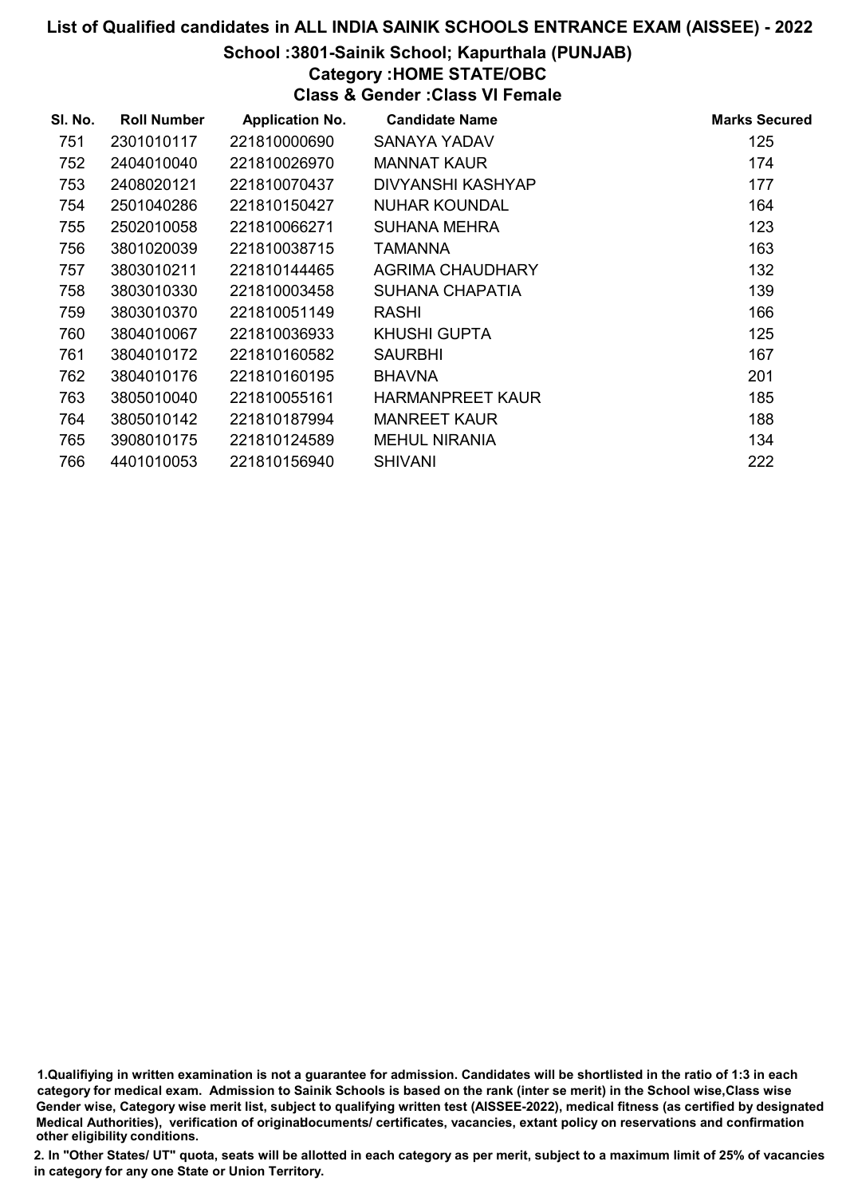# List of Qualified candidates in ALL INDIA SAINIK SCHOOLS ENTRANCE EXAM (AISSEE) - 2022

## School :3801-Sainik School; Kapurthala (PUNJAB)

### Category :HOME STATE/OBC

### Class & Gender :Class VI Female

| Sl. No. | Roll Number | Application No. | Candidate Name | Marks Secured |
|---|---|---|---|---|
| 751 | 2301010117 | 221810000690 | SANAYA YADAV | 125 |
| 752 | 2404010040 | 221810026970 | MANNAT KAUR | 174 |
| 753 | 2408020121 | 221810070437 | DIVYANSHI KASHYAP | 177 |
| 754 | 2501040286 | 221810150427 | NUHAR KOUNDAL | 164 |
| 755 | 2502010058 | 221810066271 | SUHANA MEHRA | 123 |
| 756 | 3801020039 | 221810038715 | TAMANNA | 163 |
| 757 | 3803010211 | 221810144465 | AGRIMA CHAUDHARY | 132 |
| 758 | 3803010330 | 221810003458 | SUHANA CHAPATIA | 139 |
| 759 | 3803010370 | 221810051149 | RASHI | 166 |
| 760 | 3804010067 | 221810036933 | KHUSHI GUPTA | 125 |
| 761 | 3804010172 | 221810160582 | SAURBHI | 167 |
| 762 | 3804010176 | 221810160195 | BHAVNA | 201 |
| 763 | 3805010040 | 221810055161 | HARMANPREET KAUR | 185 |
| 764 | 3805010142 | 221810187994 | MANREET KAUR | 188 |
| 765 | 3908010175 | 221810124589 | MEHUL NIRANIA | 134 |
| 766 | 4401010053 | 221810156940 | SHIVANI | 222 |

1.Qualifiying in written examination is not a guarantee for admission. Candidates will be shortlisted in the ratio of 1:3 in each category for medical exam. Admission to Sainik Schools is based on the rank (inter se merit) in the School wise,Class wise Gender wise, Category wise merit list, subject to qualifying written test (AISSEE-2022), medical fitness (as certified by designated Medical Authorities), verification of originaldocuments/ certificates, vacancies, extant policy on reservations and confirmation other eligibility conditions.

2. In "Other States/ UT" quota, seats will be allotted in each category as per merit, subject to a maximum limit of 25% of vacancies in category for any one State or Union Territory.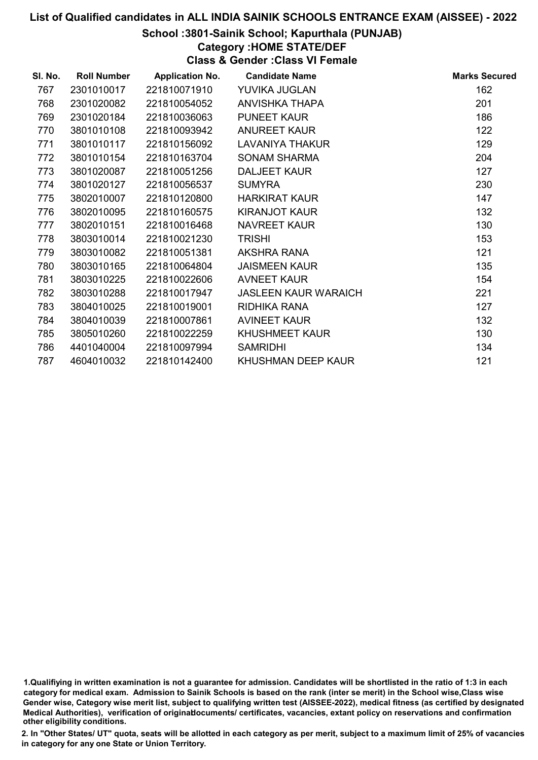# List of Qualified candidates in ALL INDIA SAINIK SCHOOLS ENTRANCE EXAM (AISSEE) - 2022

## School :3801-Sainik School; Kapurthala (PUNJAB)

### Category :HOME STATE/DEF

### Class & Gender :Class VI Female

| Sl. No. | Roll Number | Application No. | Candidate Name | Marks Secured |
|---|---|---|---|---|
| 767 | 2301010017 | 221810071910 | YUVIKA JUGLAN | 162 |
| 768 | 2301020082 | 221810054052 | ANVISHKA THAPA | 201 |
| 769 | 2301020184 | 221810036063 | PUNEET KAUR | 186 |
| 770 | 3801010108 | 221810093942 | ANUREET KAUR | 122 |
| 771 | 3801010117 | 221810156092 | LAVANIYA THAKUR | 129 |
| 772 | 3801010154 | 221810163704 | SONAM SHARMA | 204 |
| 773 | 3801020087 | 221810051256 | DALJEET KAUR | 127 |
| 774 | 3801020127 | 221810056537 | SUMYRA | 230 |
| 775 | 3802010007 | 221810120800 | HARKIRAT KAUR | 147 |
| 776 | 3802010095 | 221810160575 | KIRANJOT KAUR | 132 |
| 777 | 3802010151 | 221810016468 | NAVREET KAUR | 130 |
| 778 | 3803010014 | 221810021230 | TRISHI | 153 |
| 779 | 3803010082 | 221810051381 | AKSHRA RANA | 121 |
| 780 | 3803010165 | 221810064804 | JAISMEEN KAUR | 135 |
| 781 | 3803010225 | 221810022606 | AVNEET KAUR | 154 |
| 782 | 3803010288 | 221810017947 | JASLEEN KAUR WARAICH | 221 |
| 783 | 3804010025 | 221810019001 | RIDHIKA RANA | 127 |
| 784 | 3804010039 | 221810007861 | AVINEET KAUR | 132 |
| 785 | 3805010260 | 221810022259 | KHUSHMEET KAUR | 130 |
| 786 | 4401040004 | 221810097994 | SAMRIDHI | 134 |
| 787 | 4604010032 | 221810142400 | KHUSHMAN DEEP KAUR | 121 |

1.Qualifiying in written examination is not a guarantee for admission. Candidates will be shortlisted in the ratio of 1:3 in each category for medical exam. Admission to Sainik Schools is based on the rank (inter se merit) in the School wise,Class wise Gender wise, Category wise merit list, subject to qualifying written test (AISSEE-2022), medical fitness (as certified by designated Medical Authorities), verification of originaldocuments/ certificates, vacancies, extant policy on reservations and confirmation other eligibility conditions.

2. In "Other States/ UT" quota, seats will be allotted in each category as per merit, subject to a maximum limit of 25% of vacancies in category for any one State or Union Territory.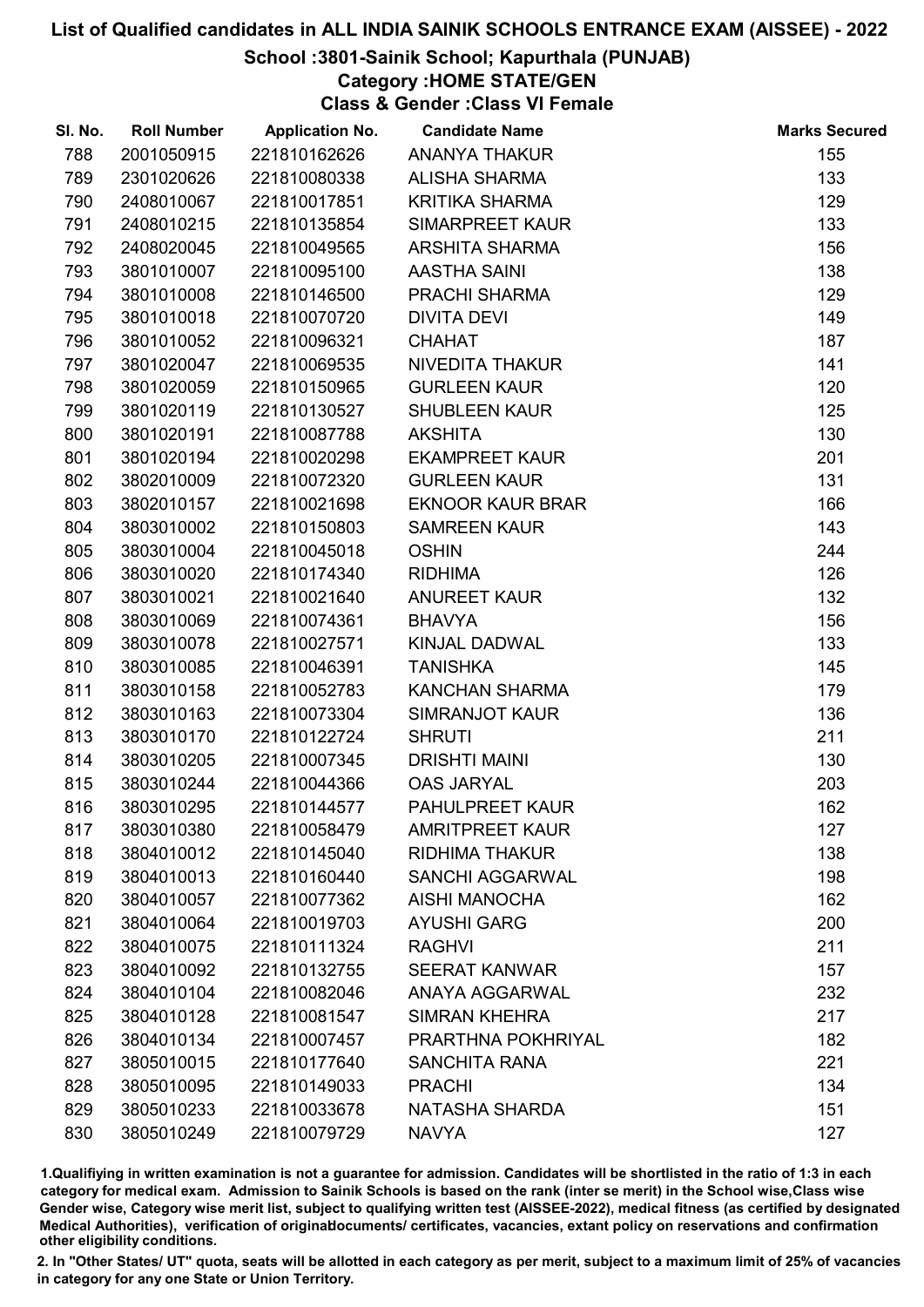# List of Qualified candidates in ALL INDIA SAINIK SCHOOLS ENTRANCE EXAM (AISSEE) - 2022

## School :3801-Sainik School; Kapurthala (PUNJAB)

### Category :HOME STATE/GEN

### Class & Gender :Class VI Female

| Sl. No. | Roll Number | Application No. | Candidate Name | Marks Secured |
|---|---|---|---|---|
| 788 | 2001050915 | 221810162626 | ANANYA THAKUR | 155 |
| 789 | 2301020626 | 221810080338 | ALISHA SHARMA | 133 |
| 790 | 2408010067 | 221810017851 | KRITIKA SHARMA | 129 |
| 791 | 2408010215 | 221810135854 | SIMARPREET KAUR | 133 |
| 792 | 2408020045 | 221810049565 | ARSHITA SHARMA | 156 |
| 793 | 3801010007 | 221810095100 | AASTHA SAINI | 138 |
| 794 | 3801010008 | 221810146500 | PRACHI SHARMA | 129 |
| 795 | 3801010018 | 221810070720 | DIVITA DEVI | 149 |
| 796 | 3801010052 | 221810096321 | CHAHAT | 187 |
| 797 | 3801020047 | 221810069535 | NIVEDITA THAKUR | 141 |
| 798 | 3801020059 | 221810150965 | GURLEEN KAUR | 120 |
| 799 | 3801020119 | 221810130527 | SHUBLEEN KAUR | 125 |
| 800 | 3801020191 | 221810087788 | AKSHITA | 130 |
| 801 | 3801020194 | 221810020298 | EKAMPREET KAUR | 201 |
| 802 | 3802010009 | 221810072320 | GURLEEN KAUR | 131 |
| 803 | 3802010157 | 221810021698 | EKNOOR KAUR BRAR | 166 |
| 804 | 3803010002 | 221810150803 | SAMREEN KAUR | 143 |
| 805 | 3803010004 | 221810045018 | OSHIN | 244 |
| 806 | 3803010020 | 221810174340 | RIDHIMA | 126 |
| 807 | 3803010021 | 221810021640 | ANUREET KAUR | 132 |
| 808 | 3803010069 | 221810074361 | BHAVYA | 156 |
| 809 | 3803010078 | 221810027571 | KINJAL DADWAL | 133 |
| 810 | 3803010085 | 221810046391 | TANISHKA | 145 |
| 811 | 3803010158 | 221810052783 | KANCHAN SHARMA | 179 |
| 812 | 3803010163 | 221810073304 | SIMRANJOT KAUR | 136 |
| 813 | 3803010170 | 221810122724 | SHRUTI | 211 |
| 814 | 3803010205 | 221810007345 | DRISHTI MAINI | 130 |
| 815 | 3803010244 | 221810044366 | OAS JARYAL | 203 |
| 816 | 3803010295 | 221810144577 | PAHULPREET KAUR | 162 |
| 817 | 3803010380 | 221810058479 | AMRITPREET KAUR | 127 |
| 818 | 3804010012 | 221810145040 | RIDHIMA THAKUR | 138 |
| 819 | 3804010013 | 221810160440 | SANCHI AGGARWAL | 198 |
| 820 | 3804010057 | 221810077362 | AISHI MANOCHA | 162 |
| 821 | 3804010064 | 221810019703 | AYUSHI GARG | 200 |
| 822 | 3804010075 | 221810111324 | RAGHVI | 211 |
| 823 | 3804010092 | 221810132755 | SEERAT KANWAR | 157 |
| 824 | 3804010104 | 221810082046 | ANAYA AGGARWAL | 232 |
| 825 | 3804010128 | 221810081547 | SIMRAN KHEHRA | 217 |
| 826 | 3804010134 | 221810007457 | PRARTHNA POKHRIYAL | 182 |
| 827 | 3805010015 | 221810177640 | SANCHITA RANA | 221 |
| 828 | 3805010095 | 221810149033 | PRACHI | 134 |
| 829 | 3805010233 | 221810033678 | NATASHA SHARDA | 151 |
| 830 | 3805010249 | 221810079729 | NAVYA | 127 |

1.Qualifying in written examination is not a guarantee for admission. Candidates will be shortlisted in the ratio of 1:3 in each category for medical exam. Admission to Sainik Schools is based on the rank (inter se merit) in the School wise,Class wise Gender wise, Category wise merit list, subject to qualifying written test (AISSEE-2022), medical fitness (as certified by designated Medical Authorities), verification of originaldocuments/ certificates, vacancies, extant policy on reservations and confirmation other eligibility conditions.

2. In "Other States/ UT" quota, seats will be allotted in each category as per merit, subject to a maximum limit of 25% of vacancies in category for any one State or Union Territory.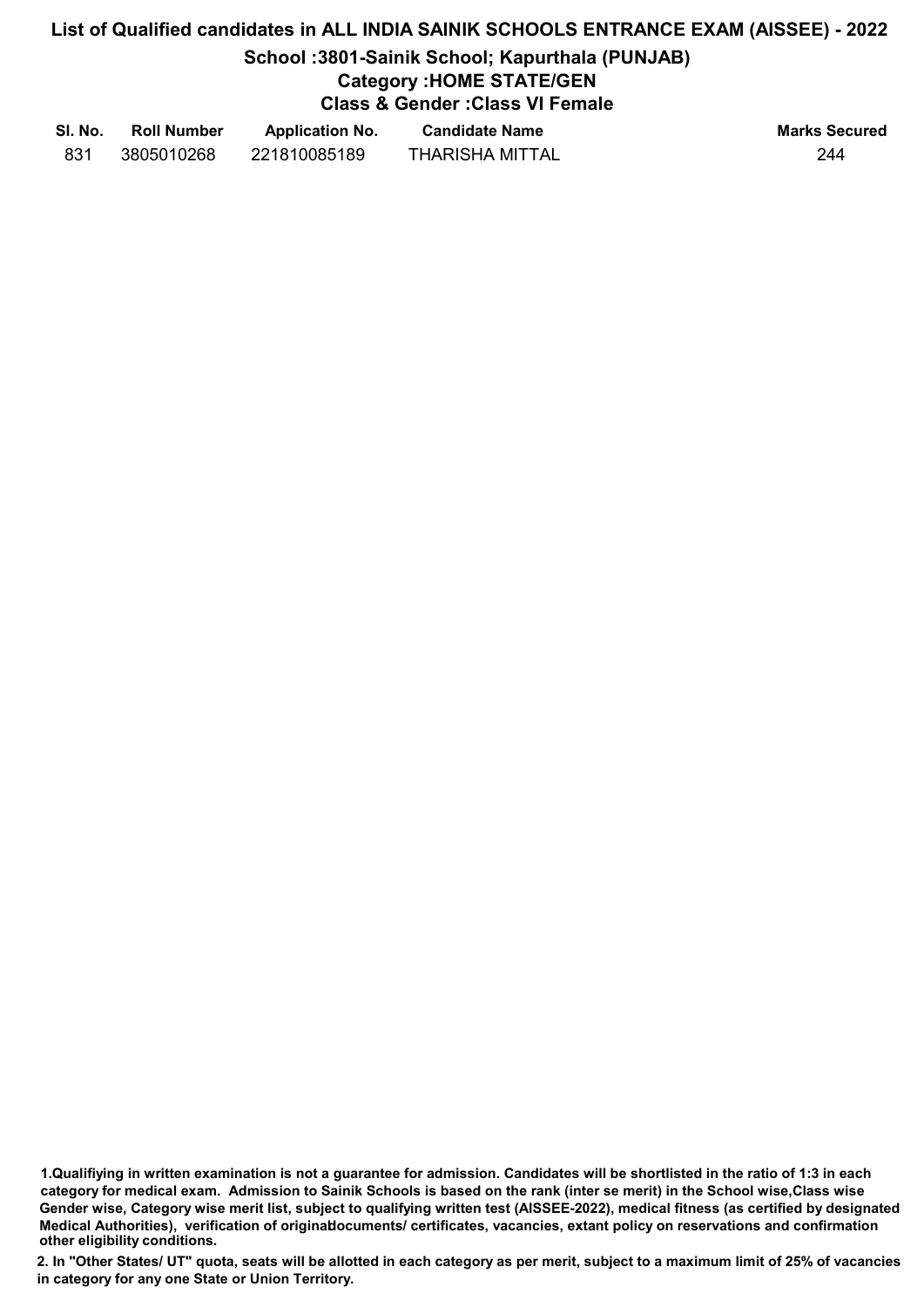# List of Qualified candidates in ALL INDIA SAINIK SCHOOLS ENTRANCE EXAM (AISSEE) - 2022

## School :3801-Sainik School; Kapurthala (PUNJAB)

### Category :HOME STATE/GEN

### Class & Gender :Class VI Female

| Sl. No. | Roll Number | Application No. | Candidate Name | Marks Secured |
|---|---|---|---|---|
| 831 | 3805010268 | 221810085189 | THARISHA MITTAL | 244 |

**1.Qualifiying in written examination is not a guarantee for admission. Candidates will be shortlisted in the ratio of 1:3 in each category for medical exam. Admission to Sainik Schools is based on the rank (inter se merit) in the School wise,Class wise Gender wise, Category wise merit list, subject to qualifying written test (AISSEE-2022), medical fitness (as certified by designated Medical Authorities), verification of originaldocuments/ certificates, vacancies, extant policy on reservations and confirmation other eligibility conditions.**

**2. In "Other States/ UT" quota, seats will be allotted in each category as per merit, subject to a maximum limit of 25% of vacancies in category for any one State or Union Territory.**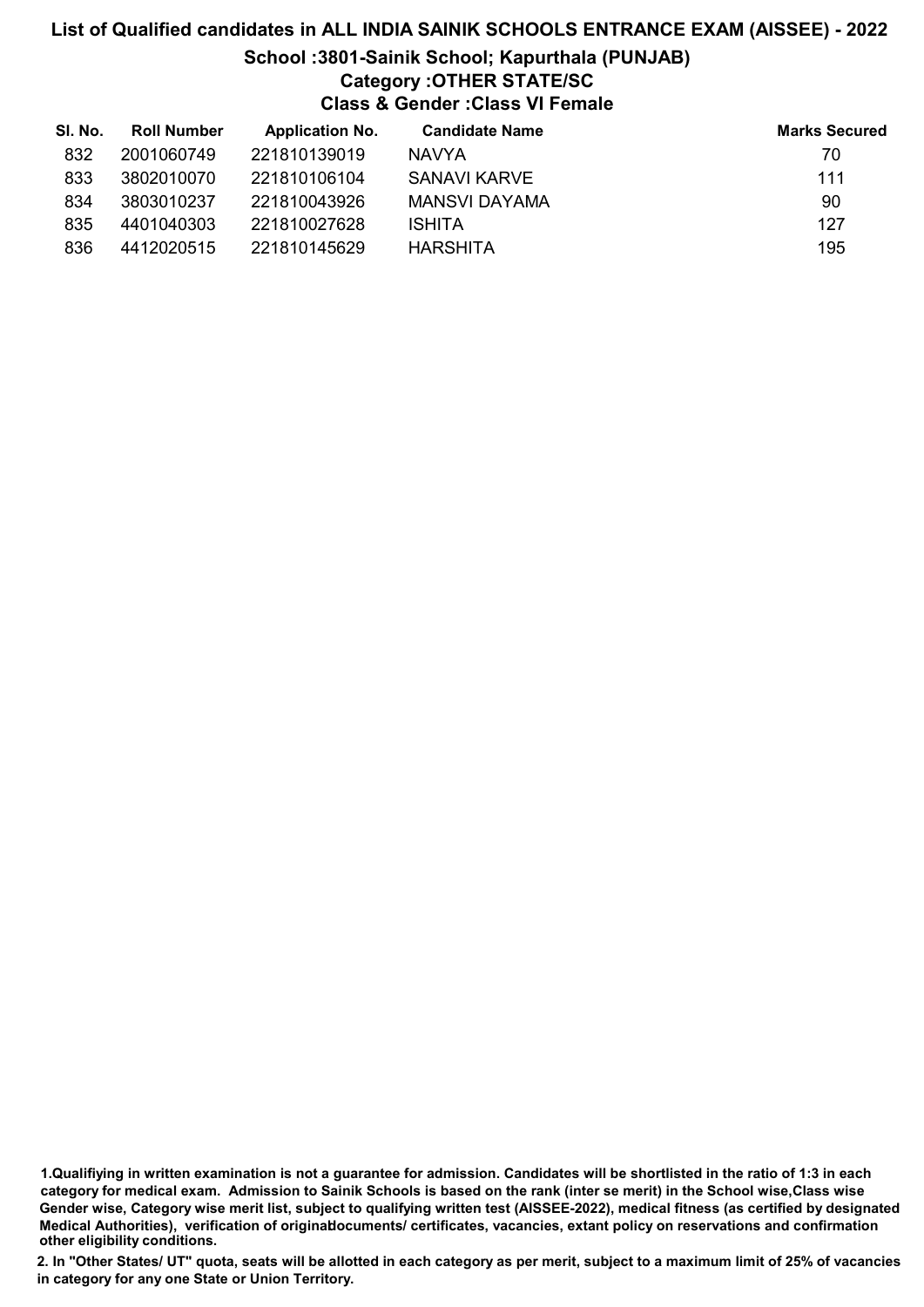# List of Qualified candidates in ALL INDIA SAINIK SCHOOLS ENTRANCE EXAM (AISSEE) - 2022

## School :3801-Sainik School; Kapurthala (PUNJAB)

### Category :OTHER STATE/SC

### Class & Gender :Class VI Female

| Sl. No. | Roll Number | Application No. | Candidate Name | Marks Secured |
|---|---|---|---|---|
| 832 | 2001060749 | 221810139019 | NAVYA | 70 |
| 833 | 3802010070 | 221810106104 | SANAVI KARVE | 111 |
| 834 | 3803010237 | 221810043926 | MANSVI DAYAMA | 90 |
| 835 | 4401040303 | 221810027628 | ISHITA | 127 |
| 836 | 4412020515 | 221810145629 | HARSHITA | 195 |

**1.Qualifiying in written examination is not a guarantee for admission. Candidates will be shortlisted in the ratio of 1:3 in each category for medical exam. Admission to Sainik Schools is based on the rank (inter se merit) in the School wise,Class wise Gender wise, Category wise merit list, subject to qualifying written test (AISSEE-2022), medical fitness (as certified by designated Medical Authorities), verification of originaldocuments/ certificates, vacancies, extant policy on reservations and confirmation other eligibility conditions.**

**2. In "Other States/ UT" quota, seats will be allotted in each category as per merit, subject to a maximum limit of 25% of vacancies in category for any one State or Union Territory.**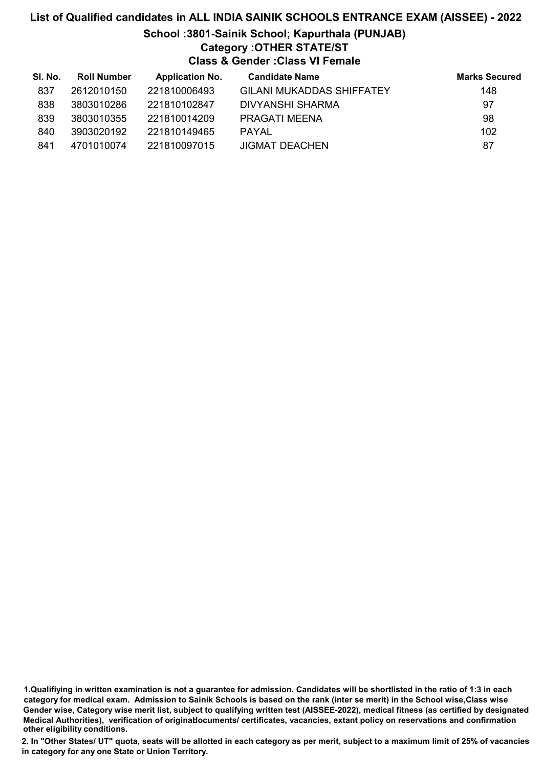# List of Qualified candidates in ALL INDIA SAINIK SCHOOLS ENTRANCE EXAM (AISSEE) - 2022

## School :3801-Sainik School; Kapurthala (PUNJAB)

### Category :OTHER STATE/ST

### Class & Gender :Class VI Female

| Sl. No. | Roll Number | Application No. | Candidate Name | Marks Secured |
|---|---|---|---|---|
| 837 | 2612010150 | 221810006493 | GILANI MUKADDAS SHIFFATEY | 148 |
| 838 | 3803010286 | 221810102847 | DIVYANSHI SHARMA | 97 |
| 839 | 3803010355 | 221810014209 | PRAGATI MEENA | 98 |
| 840 | 3903020192 | 221810149465 | PAYAL | 102 |
| 841 | 4701010074 | 221810097015 | JIGMAT DEACHEN | 87 |

1.Qualifiying in written examination is not a guarantee for admission. Candidates will be shortlisted in the ratio of 1:3 in each category for medical exam. Admission to Sainik Schools is based on the rank (inter se merit) in the School wise,Class wise Gender wise, Category wise merit list, subject to qualifying written test (AISSEE-2022), medical fitness (as certified by designated Medical Authorities), verification of originaldocuments/ certificates, vacancies, extant policy on reservations and confirmation other eligibility conditions.

2. In "Other States/ UT" quota, seats will be allotted in each category as per merit, subject to a maximum limit of 25% of vacancies in category for any one State or Union Territory.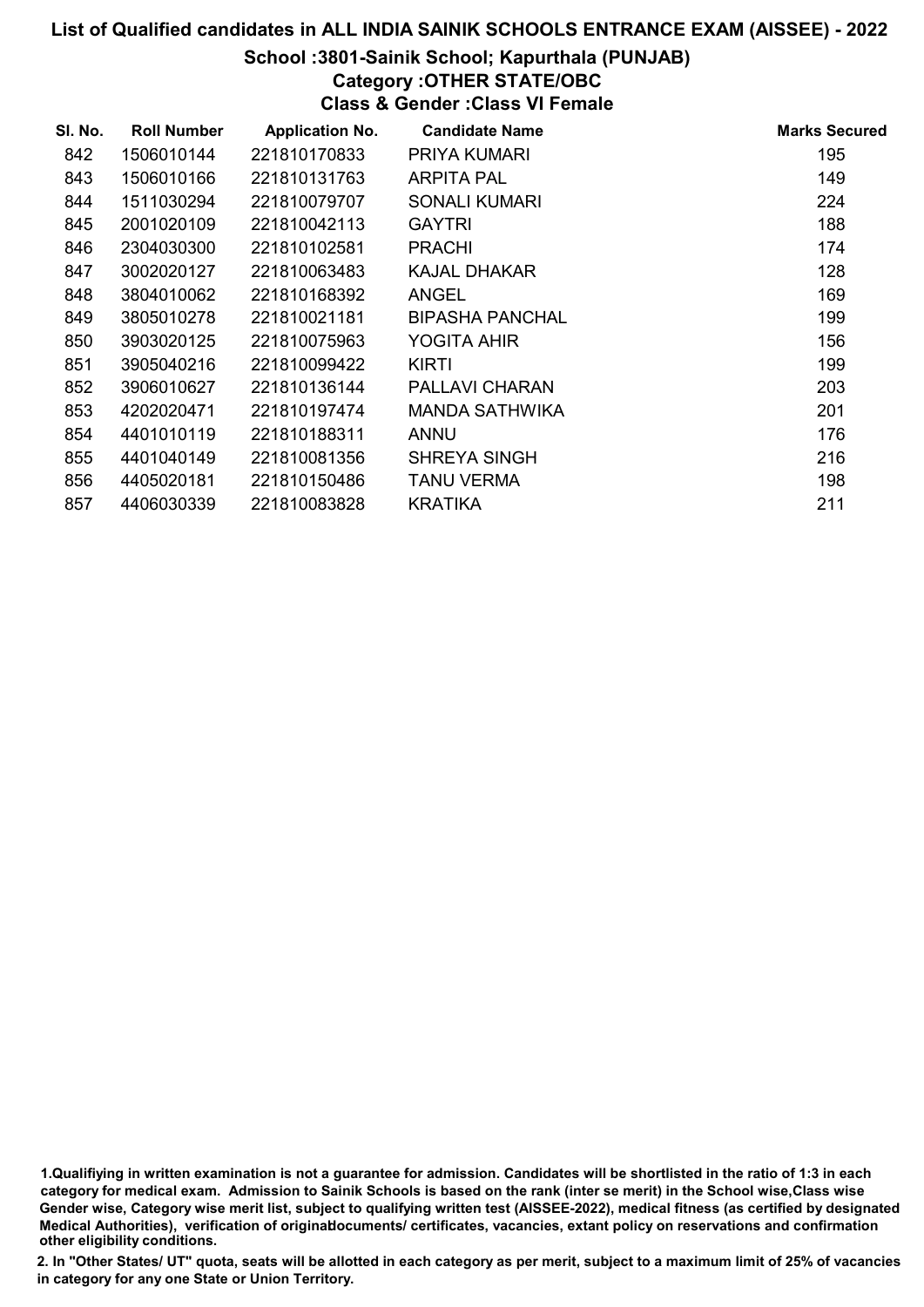# List of Qualified candidates in ALL INDIA SAINIK SCHOOLS ENTRANCE EXAM (AISSEE) - 2022

## School :3801-Sainik School; Kapurthala (PUNJAB)

### Category :OTHER STATE/OBC

### Class & Gender :Class VI Female

| Sl. No. | Roll Number | Application No. | Candidate Name | Marks Secured |
|---|---|---|---|---|
| 842 | 1506010144 | 221810170833 | PRIYA KUMARI | 195 |
| 843 | 1506010166 | 221810131763 | ARPITA PAL | 149 |
| 844 | 1511030294 | 221810079707 | SONALI KUMARI | 224 |
| 845 | 2001020109 | 221810042113 | GAYTRI | 188 |
| 846 | 2304030300 | 221810102581 | PRACHI | 174 |
| 847 | 3002020127 | 221810063483 | KAJAL DHAKAR | 128 |
| 848 | 3804010062 | 221810168392 | ANGEL | 169 |
| 849 | 3805010278 | 221810021181 | BIPASHA PANCHAL | 199 |
| 850 | 3903020125 | 221810075963 | YOGITA AHIR | 156 |
| 851 | 3905040216 | 221810099422 | KIRTI | 199 |
| 852 | 3906010627 | 221810136144 | PALLAVI CHARAN | 203 |
| 853 | 4202020471 | 221810197474 | MANDA SATHWIKA | 201 |
| 854 | 4401010119 | 221810188311 | ANNU | 176 |
| 855 | 4401040149 | 221810081356 | SHREYA SINGH | 216 |
| 856 | 4405020181 | 221810150486 | TANU VERMA | 198 |
| 857 | 4406030339 | 221810083828 | KRATIKA | 211 |

1.Qualifiying in written examination is not a guarantee for admission. Candidates will be shortlisted in the ratio of 1:3 in each category for medical exam. Admission to Sainik Schools is based on the rank (inter se merit) in the School wise,Class wise Gender wise, Category wise merit list, subject to qualifying written test (AISSEE-2022), medical fitness (as certified by designated Medical Authorities), verification of originaldocuments/ certificates, vacancies, extant policy on reservations and confirmation other eligibility conditions.

2. In "Other States/ UT" quota, seats will be allotted in each category as per merit, subject to a maximum limit of 25% of vacancies in category for any one State or Union Territory.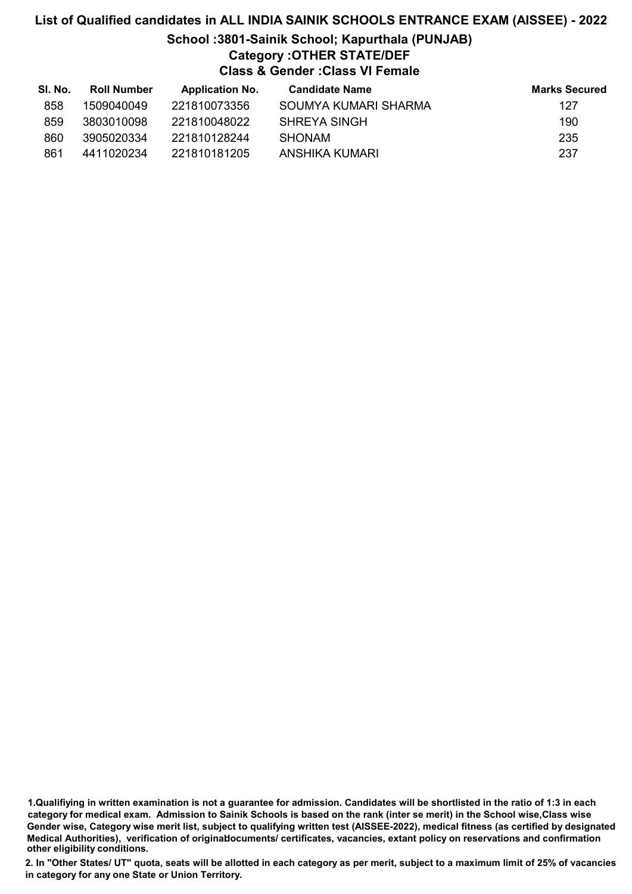# List of Qualified candidates in ALL INDIA SAINIK SCHOOLS ENTRANCE EXAM (AISSEE) - 2022

## School :3801-Sainik School; Kapurthala (PUNJAB)

### Category :OTHER STATE/DEF

### Class & Gender :Class VI Female

| Sl. No. | Roll Number | Application No. | Candidate Name | Marks Secured |
|---|---|---|---|---|
| 858 | 1509040049 | 221810073356 | SOUMYA KUMARI SHARMA | 127 |
| 859 | 3803010098 | 221810048022 | SHREYA SINGH | 190 |
| 860 | 3905020334 | 221810128244 | SHONAM | 235 |
| 861 | 4411020234 | 221810181205 | ANSHIKA KUMARI | 237 |

**1.Qualifiying in written examination is not a guarantee for admission. Candidates will be shortlisted in the ratio of 1:3 in each category for medical exam. Admission to Sainik Schools is based on the rank (inter se merit) in the School wise,Class wise Gender wise, Category wise merit list, subject to qualifying written test (AISSEE-2022), medical fitness (as certified by designated Medical Authorities), verification of originaldocuments/ certificates, vacancies, extant policy on reservations and confirmation other eligibility conditions.**

**2. In "Other States/ UT" quota, seats will be allotted in each category as per merit, subject to a maximum limit of 25% of vacancies in category for any one State or Union Territory.**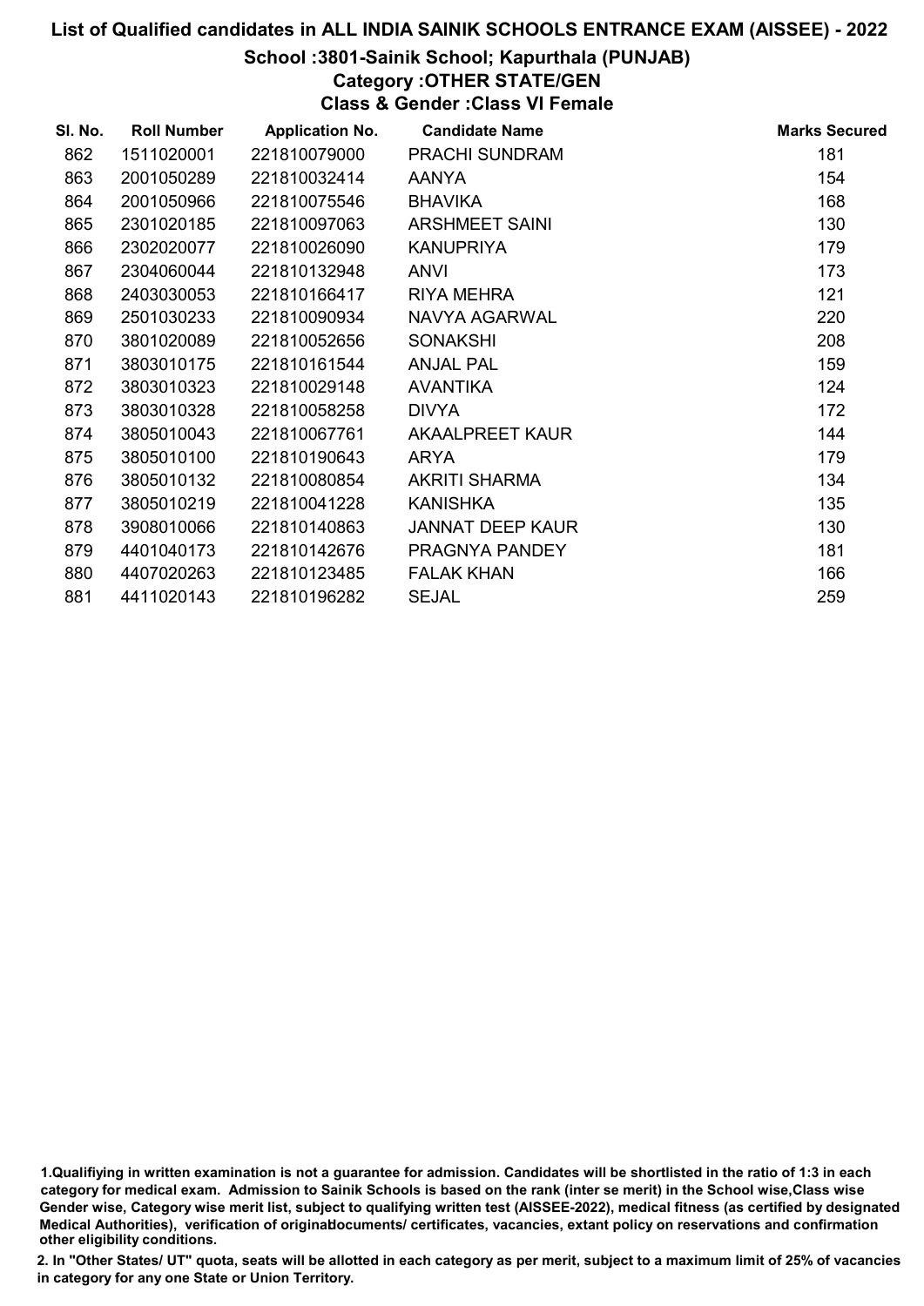# List of Qualified candidates in ALL INDIA SAINIK SCHOOLS ENTRANCE EXAM (AISSEE) - 2022

## School :3801-Sainik School; Kapurthala (PUNJAB)

### Category :OTHER STATE/GEN

### Class & Gender :Class VI Female

| Sl. No. | Roll Number | Application No. | Candidate Name | Marks Secured |
|---|---|---|---|---|
| 862 | 1511020001 | 221810079000 | PRACHI SUNDRAM | 181 |
| 863 | 2001050289 | 221810032414 | AANYA | 154 |
| 864 | 2001050966 | 221810075546 | BHAVIKA | 168 |
| 865 | 2301020185 | 221810097063 | ARSHMEET SAINI | 130 |
| 866 | 2302020077 | 221810026090 | KANUPRIYA | 179 |
| 867 | 2304060044 | 221810132948 | ANVI | 173 |
| 868 | 2403030053 | 221810166417 | RIYA MEHRA | 121 |
| 869 | 2501030233 | 221810090934 | NAVYA AGARWAL | 220 |
| 870 | 3801020089 | 221810052656 | SONAKSHI | 208 |
| 871 | 3803010175 | 221810161544 | ANJAL PAL | 159 |
| 872 | 3803010323 | 221810029148 | AVANTIKA | 124 |
| 873 | 3803010328 | 221810058258 | DIVYA | 172 |
| 874 | 3805010043 | 221810067761 | AKAALPREET KAUR | 144 |
| 875 | 3805010100 | 221810190643 | ARYA | 179 |
| 876 | 3805010132 | 221810080854 | AKRITI SHARMA | 134 |
| 877 | 3805010219 | 221810041228 | KANISHKA | 135 |
| 878 | 3908010066 | 221810140863 | JANNAT DEEP KAUR | 130 |
| 879 | 4401040173 | 221810142676 | PRAGNYA PANDEY | 181 |
| 880 | 4407020263 | 221810123485 | FALAK KHAN | 166 |
| 881 | 4411020143 | 221810196282 | SEJAL | 259 |

1.Qualifiying in written examination is not a guarantee for admission. Candidates will be shortlisted in the ratio of 1:3 in each category for medical exam. Admission to Sainik Schools is based on the rank (inter se merit) in the School wise,Class wise Gender wise, Category wise merit list, subject to qualifying written test (AISSEE-2022), medical fitness (as certified by designated Medical Authorities), verification of originaldocuments/ certificates, vacancies, extant policy on reservations and confirmation other eligibility conditions.

2. In "Other States/ UT" quota, seats will be allotted in each category as per merit, subject to a maximum limit of 25% of vacancies in category for any one State or Union Territory.